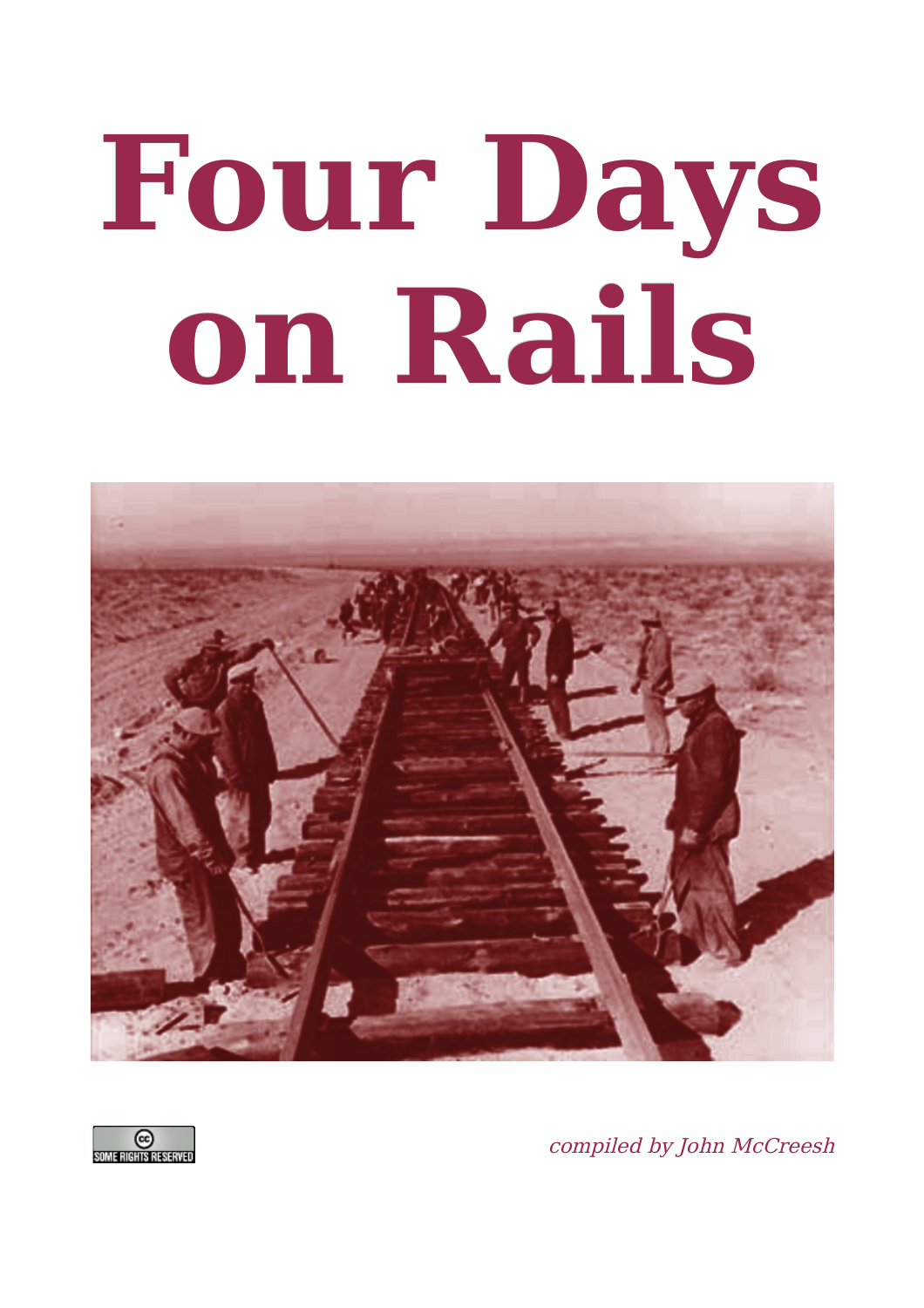# Four Days on Rails

SOME RIGHTS RESERVED

*compiled by John McCreesh*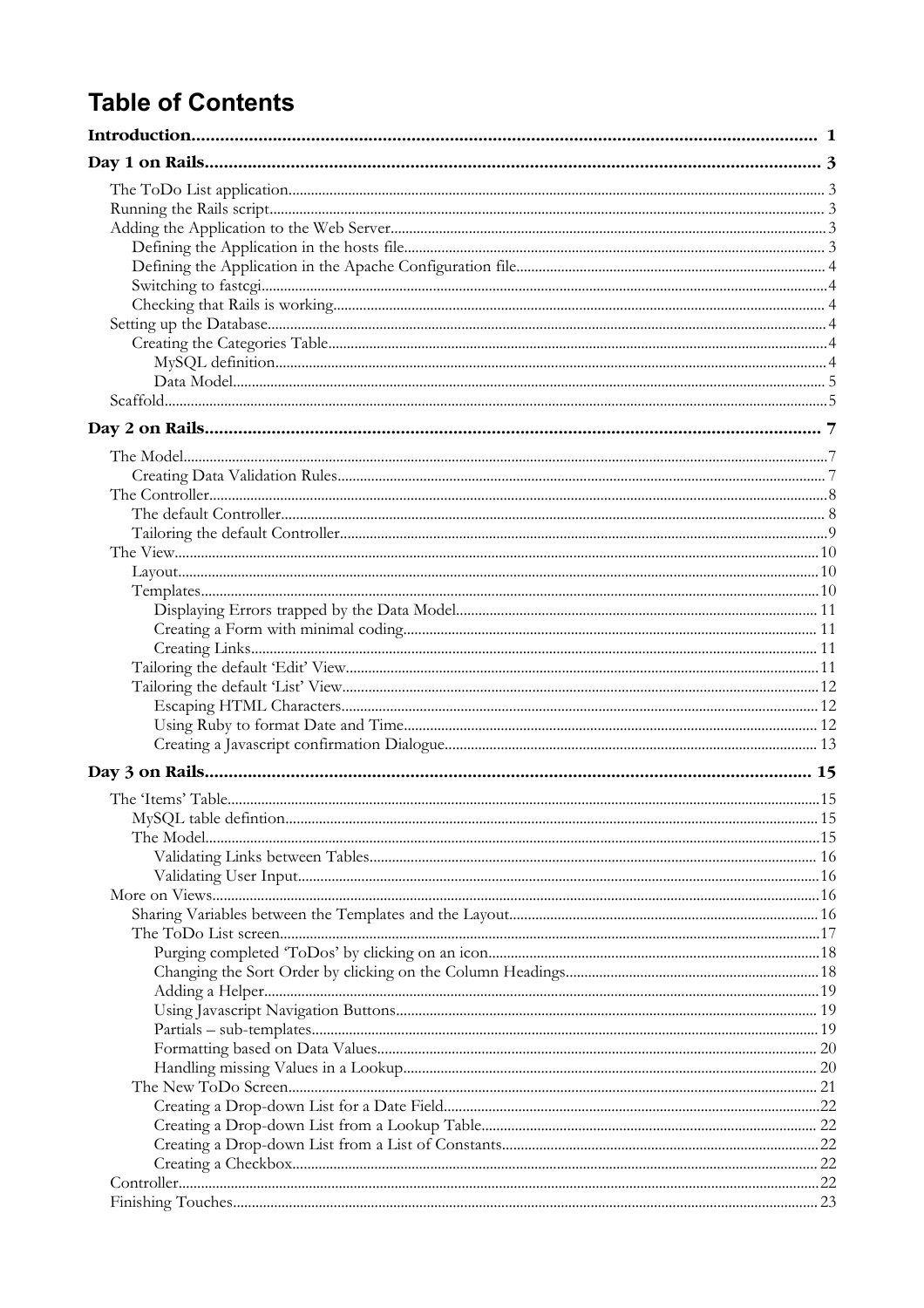# Table of Contents

**Introduction** 1

**Day 1 on Rails** 3

- The ToDo List application 3
- Running the Rails script 3
- Adding the Application to the Web Server 3
  - Defining the Application in the hosts file 3
  - Defining the Application in the Apache Configuration file 4
  - Switching to fastcgi 4
  - Checking that Rails is working 4
- Setting up the Database 4
  - Creating the Categories Table 4
    - MySQL definition 4
    - Data Model 5
- Scaffold 5

**Day 2 on Rails** 7

- The Model 7
  - Creating Data Validation Rules 7
- The Controller 8
  - The default Controller 8
  - Tailoring the default Controller 9
- The View 10
  - Layout 10
  - Templates 10
    - Displaying Errors trapped by the Data Model 11
    - Creating a Form with minimal coding 11
    - Creating Links 11
  - Tailoring the default 'Edit' View 11
  - Tailoring the default 'List' View 12
    - Escaping HTML Characters 12
    - Using Ruby to format Date and Time 12
    - Creating a Javascript confirmation Dialogue 13

**Day 3 on Rails** 15

- The 'Items' Table 15
  - MySQL table defintion 15
  - The Model 15
    - Validating Links between Tables 16
    - Validating User Input 16
- More on Views 16
  - Sharing Variables between the Templates and the Layout 16
  - The ToDo List screen 17
    - Purging completed 'ToDos' by clicking on an icon 18
    - Changing the Sort Order by clicking on the Column Headings 18
    - Adding a Helper 19
    - Using Javascript Navigation Buttons 19
    - Partials – sub-templates 19
    - Formatting based on Data Values 20
    - Handling missing Values in a Lookup 20
  - The New ToDo Screen 21
    - Creating a Drop-down List for a Date Field 22
    - Creating a Drop-down List from a Lookup Table 22
    - Creating a Drop-down List from a List of Constants 22
    - Creating a Checkbox 22
- Controller 22
- Finishing Touches 23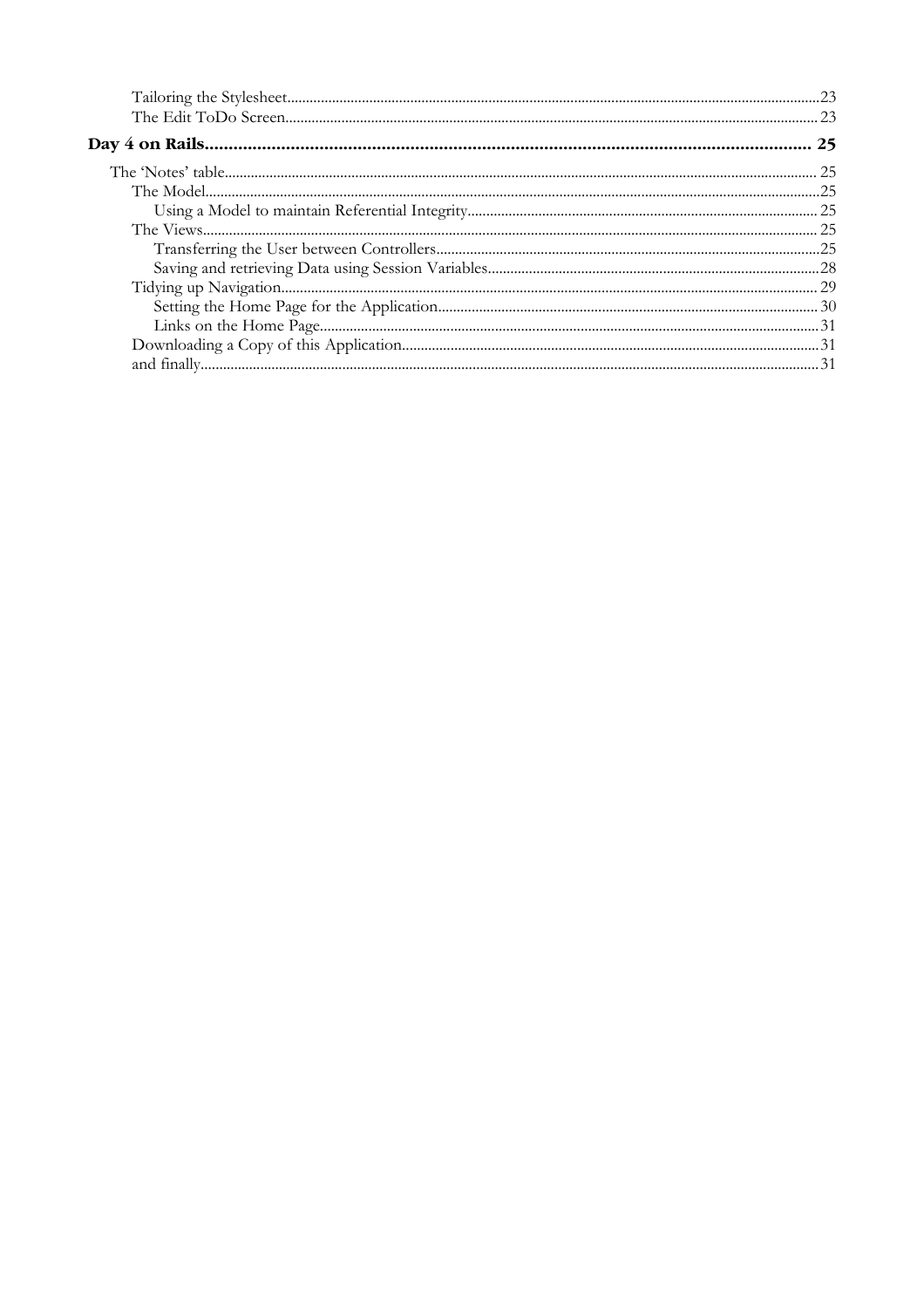Tailoring the Stylesheet.....23
The Edit ToDo Screen.....23

**Day 4 on Rails.....25**

The 'Notes' table.....25
The Model.....25
Using a Model to maintain Referential Integrity.....25
The Views.....25
Transferring the User between Controllers.....25
Saving and retrieving Data using Session Variables.....28
Tidying up Navigation.....29
Setting the Home Page for the Application.....30
Links on the Home Page.....31
Downloading a Copy of this Application.....31
and finally.....31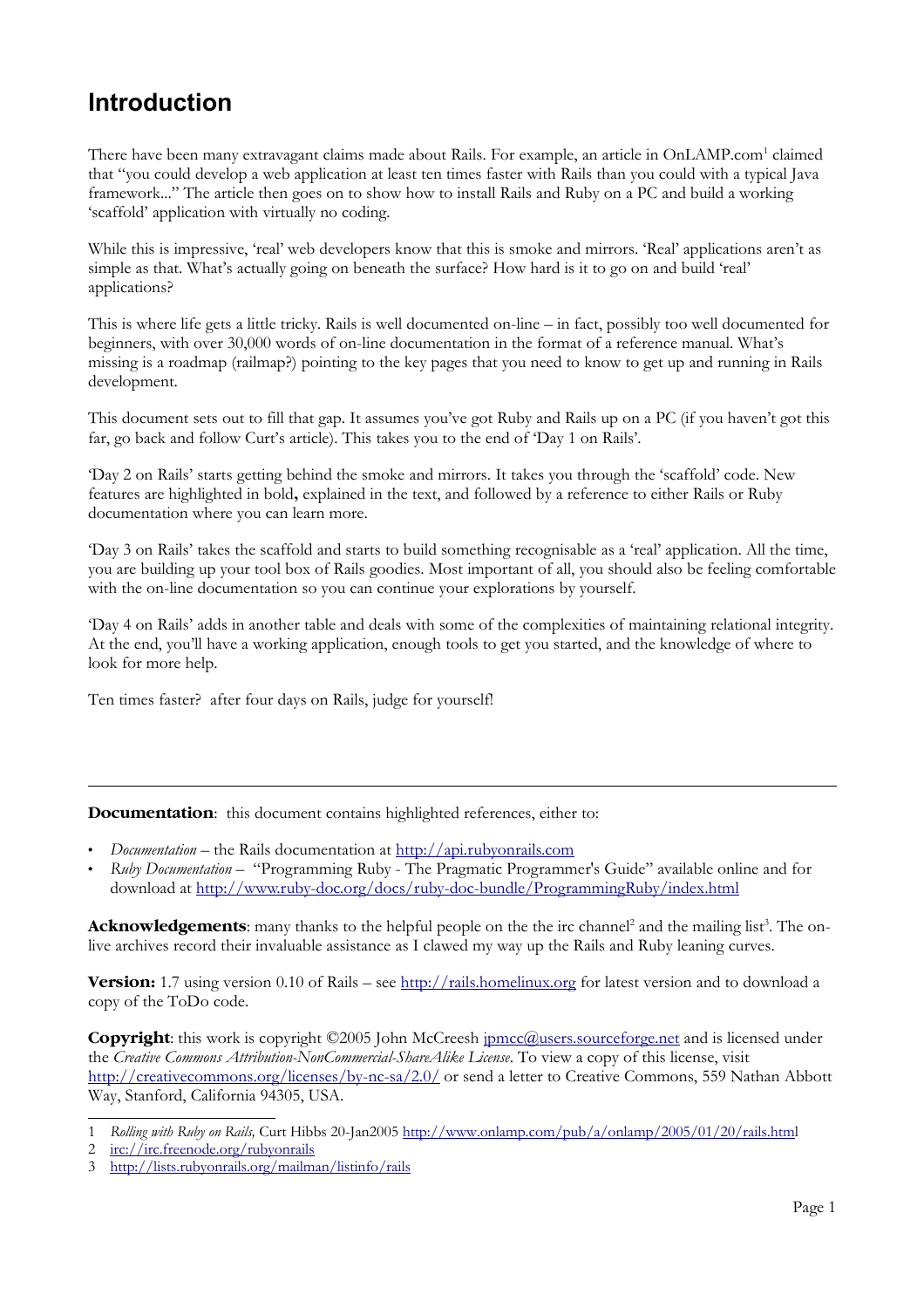# Introduction

There have been many extravagant claims made about Rails. For example, an article in OnLAMP.com[1] claimed that "you could develop a web application at least ten times faster with Rails than you could with a typical Java framework..." The article then goes on to show how to install Rails and Ruby on a PC and build a working 'scaffold' application with virtually no coding.

While this is impressive, 'real' web developers know that this is smoke and mirrors. 'Real' applications aren't as simple as that. What's actually going on beneath the surface? How hard is it to go on and build 'real' applications?

This is where life gets a little tricky. Rails is well documented on-line – in fact, possibly too well documented for beginners, with over 30,000 words of on-line documentation in the format of a reference manual. What's missing is a roadmap (railmap?) pointing to the key pages that you need to know to get up and running in Rails development.

This document sets out to fill that gap. It assumes you've got Ruby and Rails up on a PC (if you haven't got this far, go back and follow Curt's article). This takes you to the end of 'Day 1 on Rails'.

'Day 2 on Rails' starts getting behind the smoke and mirrors. It takes you through the 'scaffold' code. New features are highlighted in bold**,** explained in the text, and followed by a reference to either Rails or Ruby documentation where you can learn more.

'Day 3 on Rails' takes the scaffold and starts to build something recognisable as a 'real' application. All the time, you are building up your tool box of Rails goodies. Most important of all, you should also be feeling comfortable with the on-line documentation so you can continue your explorations by yourself.

'Day 4 on Rails' adds in another table and deals with some of the complexities of maintaining relational integrity. At the end, you'll have a working application, enough tools to get you started, and the knowledge of where to look for more help.

Ten times faster? after four days on Rails, judge for yourself!

---

**Documentation**: this document contains highlighted references, either to:

- *Documentation* – the Rails documentation at http://api.rubyonrails.com
- *Ruby Documentation* – "Programming Ruby - The Pragmatic Programmer's Guide" available online and for download at http://www.ruby-doc.org/docs/ruby-doc-bundle/ProgrammingRuby/index.html

**Acknowledgements**: many thanks to the helpful people on the the irc channel[2] and the mailing list[3]. The on-live archives record their invaluable assistance as I clawed my way up the Rails and Ruby leaning curves.

**Version:** 1.7 using version 0.10 of Rails – see http://rails.homelinux.org for latest version and to download a copy of the ToDo code.

**Copyright**: this work is copyright ©2005 John McCreesh jpmcc@users.sourceforge.net and is licensed under the *Creative Commons Attribution-NonCommercial-ShareAlike License*. To view a copy of this license, visit http://creativecommons.org/licenses/by-nc-sa/2.0/ or send a letter to Creative Commons, 559 Nathan Abbott Way, Stanford, California 94305, USA.

---

1 *Rolling with Ruby on Rails,* Curt Hibbs 20-Jan2005 http://www.onlamp.com/pub/a/onlamp/2005/01/20/rails.html

2 irc://irc.freenode.org/rubyonrails

3 http://lists.rubyonrails.org/mailman/listinfo/rails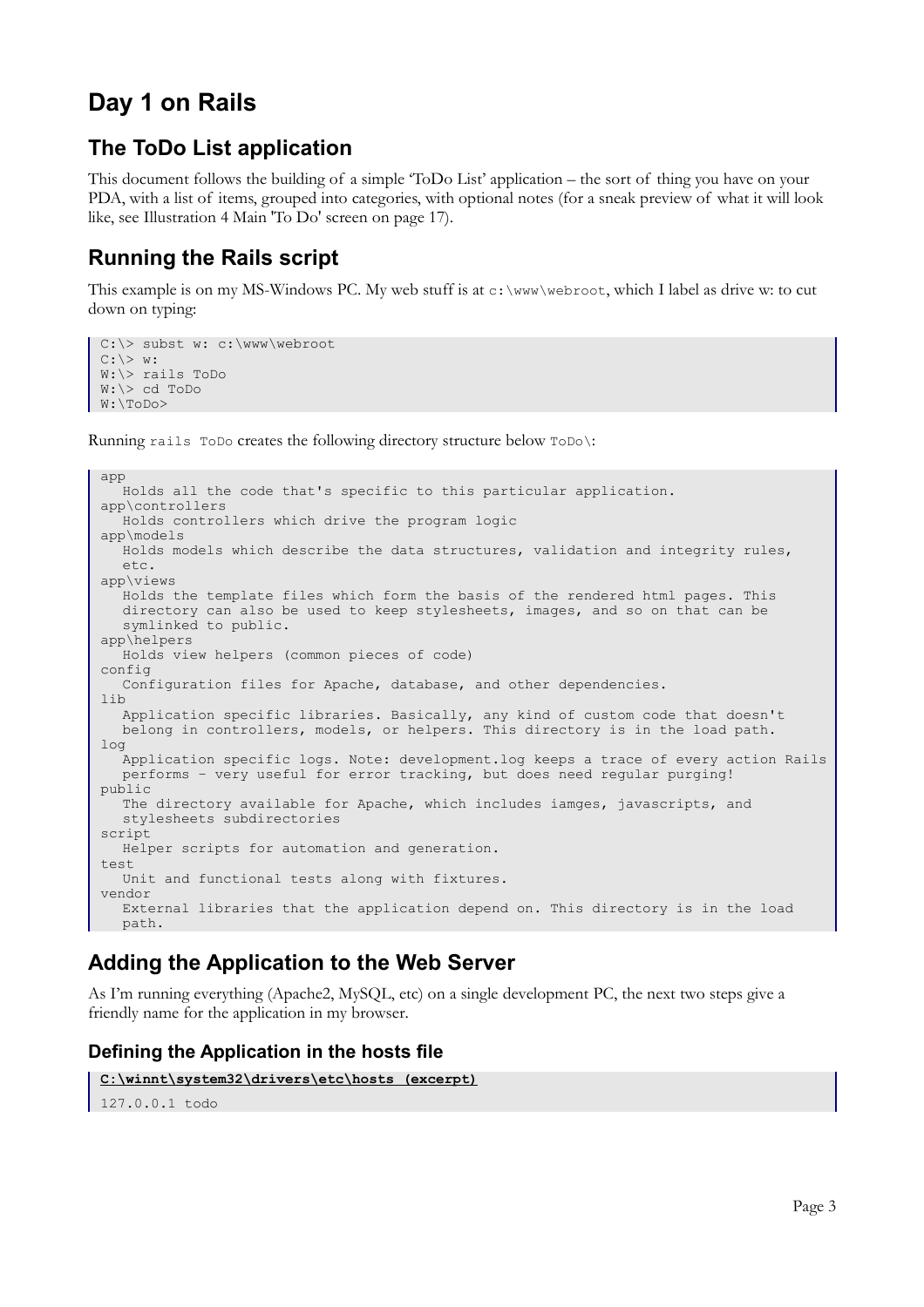# Day 1 on Rails

## The ToDo List application

This document follows the building of a simple 'ToDo List' application – the sort of thing you have on your PDA, with a list of items, grouped into categories, with optional notes (for a sneak preview of what it will look like, see Illustration 4 Main 'To Do' screen on page 17).

## Running the Rails script

This example is on my MS-Windows PC. My web stuff is at `c:\www\webroot`, which I label as drive w: to cut down on typing:

```
C:\> subst w: c:\www\webroot
C:\> w:
W:\> rails ToDo
W:\> cd ToDo
W:\ToDo>
```

Running `rails ToDo` creates the following directory structure below `ToDo\`:

```
app
   Holds all the code that's specific to this particular application.
app\controllers
   Holds controllers which drive the program logic
app\models
   Holds models which describe the data structures, validation and integrity rules,
   etc.
app\views
   Holds the template files which form the basis of the rendered html pages. This
   directory can also be used to keep stylesheets, images, and so on that can be
   symlinked to public.
app\helpers
   Holds view helpers (common pieces of code)
config
   Configuration files for Apache, database, and other dependencies.
lib
   Application specific libraries. Basically, any kind of custom code that doesn't
   belong in controllers, models, or helpers. This directory is in the load path.
log
   Application specific logs. Note: development.log keeps a trace of every action Rails
   performs – very useful for error tracking, but does need regular purging!
public
   The directory available for Apache, which includes iamges, javascripts, and
   stylesheets subdirectories
script
   Helper scripts for automation and generation.
test
   Unit and functional tests along with fixtures.
vendor
   External libraries that the application depend on. This directory is in the load
   path.
```

## Adding the Application to the Web Server

As I'm running everything (Apache2, MySQL, etc) on a single development PC, the next two steps give a friendly name for the application in my browser.

### Defining the Application in the hosts file

**C:\winnt\system32\drivers\etc\hosts (excerpt)**

```
127.0.0.1 todo
```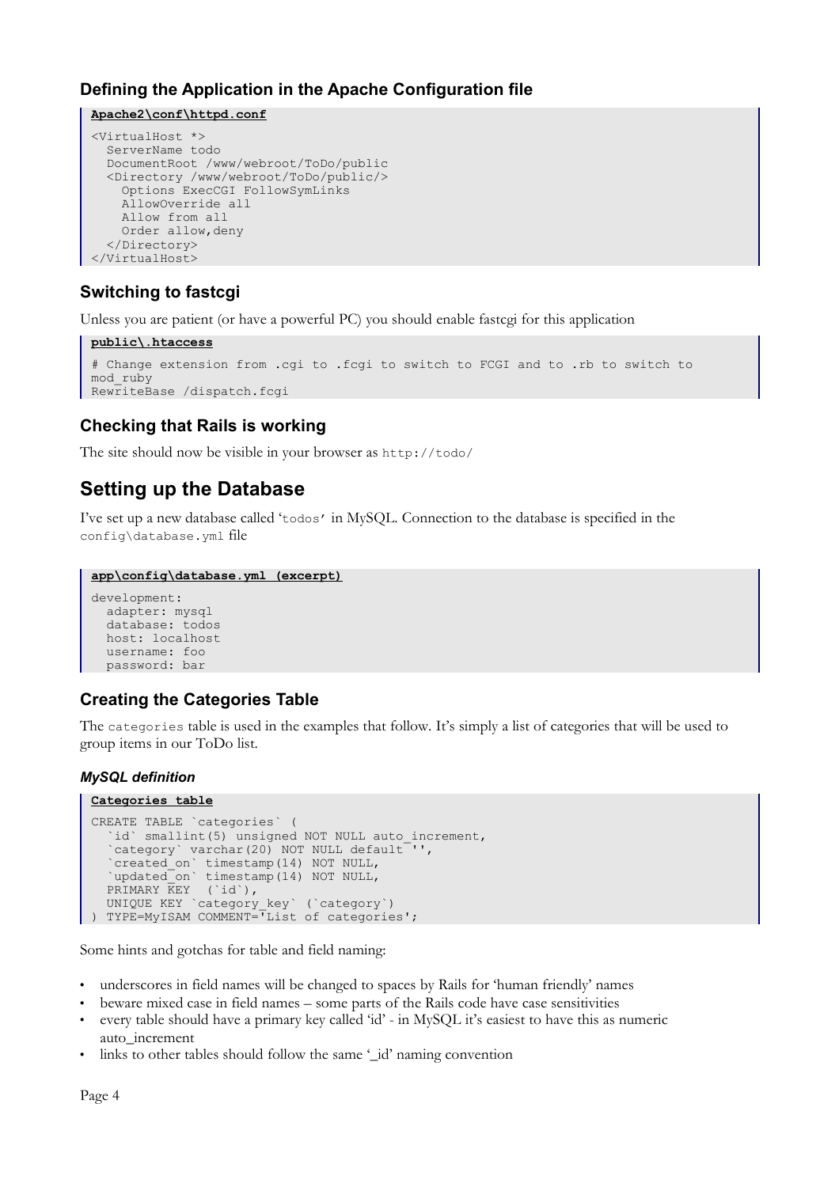### Defining the Application in the Apache Configuration file

```
Apache2\conf\httpd.conf

<VirtualHost *>
  ServerName todo
  DocumentRoot /www/webroot/ToDo/public
  <Directory /www/webroot/ToDo/public/>
    Options ExecCGI FollowSymLinks
    AllowOverride all
    Allow from all
    Order allow,deny
  </Directory>
</VirtualHost>
```

### Switching to fastcgi

Unless you are patient (or have a powerful PC) you should enable fastcgi for this application

```
public\.htaccess

# Change extension from .cgi to .fcgi to switch to FCGI and to .rb to switch to
mod_ruby
RewriteBase /dispatch.fcgi
```

### Checking that Rails is working

The site should now be visible in your browser as `http://todo/`

## Setting up the Database

I've set up a new database called '`todos`' in MySQL. Connection to the database is specified in the `config\database.yml` file

```
app\config\database.yml (excerpt)

development:
  adapter: mysql
  database: todos
  host: localhost
  username: foo
  password: bar
```

### Creating the Categories Table

The `categories` table is used in the examples that follow. It's simply a list of categories that will be used to group items in our ToDo list.

#### *MySQL definition*

```
Categories table

CREATE TABLE `categories` (
  `id` smallint(5) unsigned NOT NULL auto_increment,
  `category` varchar(20) NOT NULL default '',
  `created_on` timestamp(14) NOT NULL,
  `updated_on` timestamp(14) NOT NULL,
  PRIMARY KEY  (`id`),
  UNIQUE KEY `category_key` (`category`)
) TYPE=MyISAM COMMENT='List of categories';
```

Some hints and gotchas for table and field naming:

- underscores in field names will be changed to spaces by Rails for 'human friendly' names
- beware mixed case in field names – some parts of the Rails code have case sensitivities
- every table should have a primary key called 'id' - in MySQL it's easiest to have this as numeric auto_increment
- links to other tables should follow the same '_id' naming convention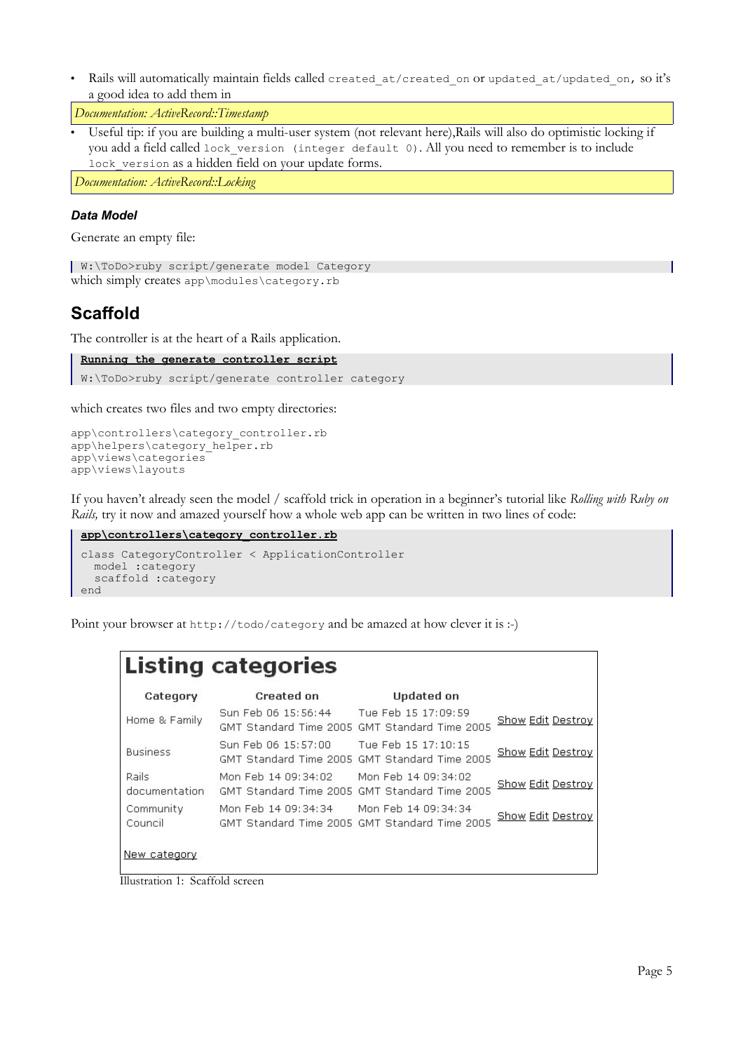- Rails will automatically maintain fields called `created_at/created_on` or `updated_at/updated_on`, so it's a good idea to add them in

*Documentation: ActiveRecord::Timestamp*

- Useful tip: if you are building a multi-user system (not relevant here),Rails will also do optimistic locking if you add a field called `lock_version (integer default 0)`. All you need to remember is to include `lock_version` as a hidden field on your update forms.

*Documentation: ActiveRecord::Locking*

#### *Data Model*

Generate an empty file:

```
W:\ToDo>ruby script/generate model Category
```

which simply creates `app\modules\category.rb`

## Scaffold

The controller is at the heart of a Rails application.

**Running the generate controller script**

```
W:\ToDo>ruby script/generate controller category
```

which creates two files and two empty directories:

```
app\controllers\category_controller.rb
app\helpers\category_helper.rb
app\views\categories
app\views\layouts
```

If you haven't already seen the model / scaffold trick in operation in a beginner's tutorial like *Rolling with Ruby on Rails,* try it now and amazed yourself how a whole web app can be written in two lines of code:

**app\controllers\category_controller.rb**

```
class CategoryController < ApplicationController
  model :category
  scaffold :category
end
```

Point your browser at `http://todo/category` and be amazed at how clever it is :-)

# Listing categories

| Category | Created on | Updated on | |
|---|---|---|---|
| Home & Family | Sun Feb 06 15:56:44 GMT Standard Time 2005 | Tue Feb 15 17:09:59 GMT Standard Time 2005 | Show Edit Destroy |
| Business | Sun Feb 06 15:57:00 GMT Standard Time 2005 | Tue Feb 15 17:10:15 GMT Standard Time 2005 | Show Edit Destroy |
| Rails documentation | Mon Feb 14 09:34:02 GMT Standard Time 2005 | Mon Feb 14 09:34:02 GMT Standard Time 2005 | Show Edit Destroy |
| Community Council | Mon Feb 14 09:34:34 GMT Standard Time 2005 | Mon Feb 14 09:34:34 GMT Standard Time 2005 | Show Edit Destroy |

New category

Illustration 1: Scaffold screen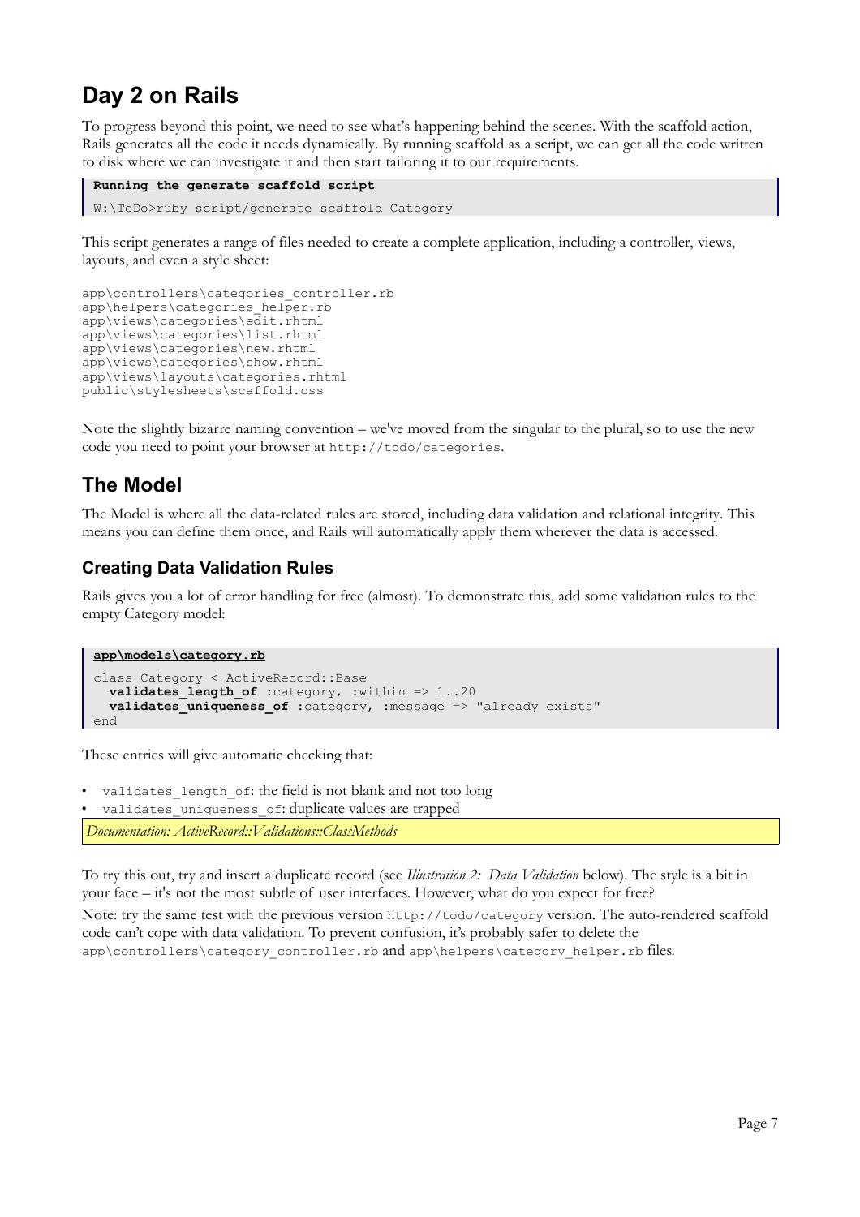## Day 2 on Rails

To progress beyond this point, we need to see what's happening behind the scenes. With the scaffold action, Rails generates all the code it needs dynamically. By running scaffold as a script, we can get all the code written to disk where we can investigate it and then start tailoring it to our requirements.

**Running the generate scaffold script**

```
W:\ToDo>ruby script/generate scaffold Category
```

This script generates a range of files needed to create a complete application, including a controller, views, layouts, and even a style sheet:

```
app\controllers\categories_controller.rb
app\helpers\categories_helper.rb
app\views\categories\edit.rhtml
app\views\categories\list.rhtml
app\views\categories\new.rhtml
app\views\categories\show.rhtml
app\views\layouts\categories.rhtml
public\stylesheets\scaffold.css
```

Note the slightly bizarre naming convention – we've moved from the singular to the plural, so to use the new code you need to point your browser at `http://todo/categories`.

## The Model

The Model is where all the data-related rules are stored, including data validation and relational integrity. This means you can define them once, and Rails will automatically apply them wherever the data is accessed.

### Creating Data Validation Rules

Rails gives you a lot of error handling for free (almost). To demonstrate this, add some validation rules to the empty Category model:

**app\models\category.rb**

```
class Category < ActiveRecord::Base
  validates_length_of :category, :within => 1..20
  validates_uniqueness_of :category, :message => "already exists"
end
```

These entries will give automatic checking that:

- `validates_length_of`: the field is not blank and not too long
- `validates_uniqueness_of`: duplicate values are trapped

*Documentation: ActiveRecord::Validations::ClassMethods*

To try this out, try and insert a duplicate record (see *Illustration 2: Data Validation* below). The style is a bit in your face – it's not the most subtle of user interfaces. However, what do you expect for free?

Note: try the same test with the previous version `http://todo/category` version. The auto-rendered scaffold code can't cope with data validation. To prevent confusion, it's probably safer to delete the `app\controllers\category_controller.rb` and `app\helpers\category_helper.rb` files.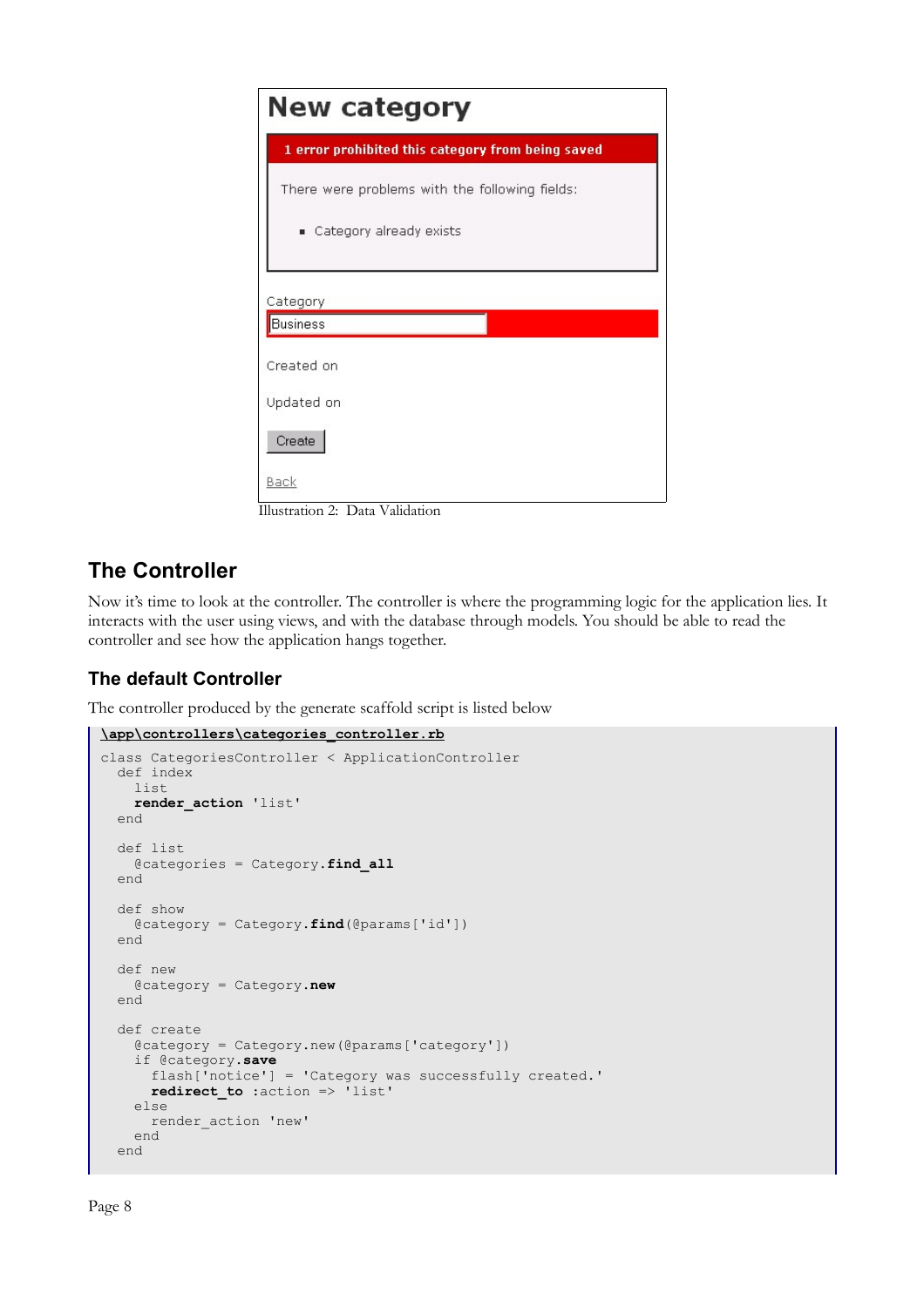Illustration 2: Data Validation

## The Controller

Now it's time to look at the controller. The controller is where the programming logic for the application lies. It interacts with the user using views, and with the database through models. You should be able to read the controller and see how the application hangs together.

### The default Controller

The controller produced by the generate scaffold script is listed below

```
\app\controllers\categories_controller.rb

class CategoriesController < ApplicationController
  def index
    list
    render_action 'list'
  end

  def list
    @categories = Category.find_all
  end

  def show
    @category = Category.find(@params['id'])
  end

  def new
    @category = Category.new
  end

  def create
    @category = Category.new(@params['category'])
    if @category.save
      flash['notice'] = 'Category was successfully created.'
      redirect_to :action => 'list'
    else
      render_action 'new'
    end
  end
```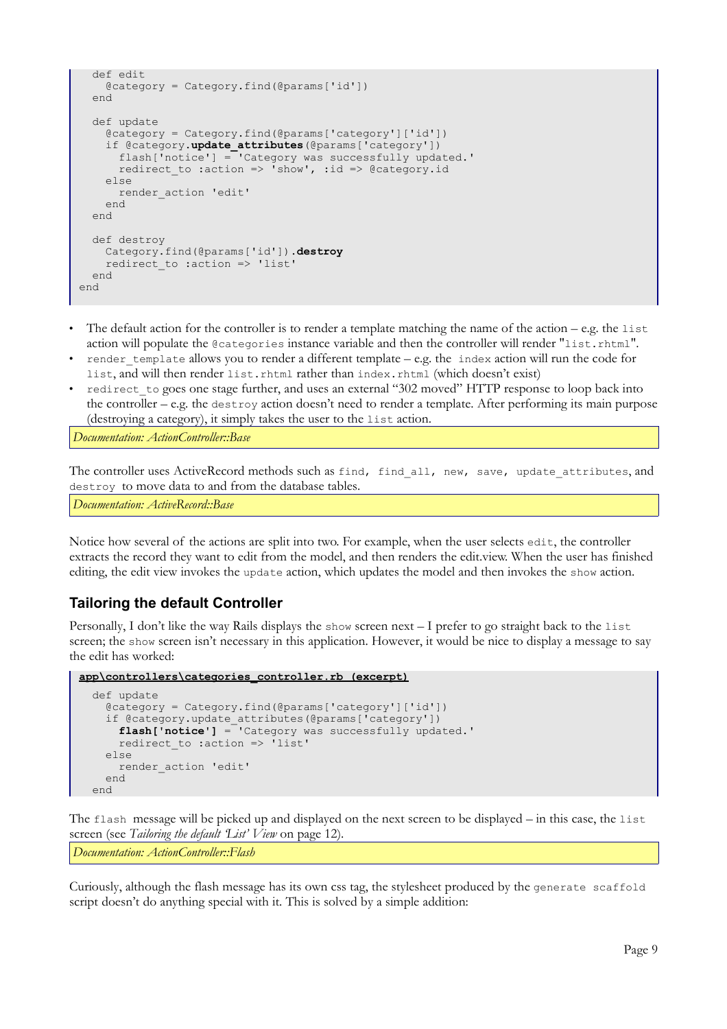```
  def edit
    @category = Category.find(@params['id'])
  end

  def update
    @category = Category.find(@params['category']['id'])
    if @category.update_attributes(@params['category'])
      flash['notice'] = 'Category was successfully updated.'
      redirect_to :action => 'show', :id => @category.id
    else
      render_action 'edit'
    end
  end

  def destroy
    Category.find(@params['id']).destroy
    redirect_to :action => 'list'
  end
end
```

- The default action for the controller is to render a template matching the name of the action – e.g. the `list` action will populate the `@categories` instance variable and then the controller will render "`list.rhtml`".
- `render_template` allows you to render a different template – e.g. the `index` action will run the code for `list`, and will then render `list.rhtml` rather than `index.rhtml` (which doesn't exist)
- `redirect_to` goes one stage further, and uses an external "302 moved" HTTP response to loop back into the controller – e.g. the `destroy` action doesn't need to render a template. After performing its main purpose (destroying a category), it simply takes the user to the `list` action.

*Documentation: ActionController::Base*

The controller uses ActiveRecord methods such as `find, find_all, new, save, update_attributes`, and `destroy` to move data to and from the database tables.

*Documentation: ActiveRecord::Base*

Notice how several of the actions are split into two. For example, when the user selects `edit`, the controller extracts the record they want to edit from the model, and then renders the edit.view. When the user has finished editing, the edit view invokes the `update` action, which updates the model and then invokes the `show` action.

## Tailoring the default Controller

Personally, I don't like the way Rails displays the `show` screen next – I prefer to go straight back to the `list` screen; the `show` screen isn't necessary in this application. However, it would be nice to display a message to say the edit has worked:

**app\controllers\categories_controller.rb (excerpt)**

```
  def update
    @category = Category.find(@params['category']['id'])
    if @category.update_attributes(@params['category'])
      flash['notice'] = 'Category was successfully updated.'
      redirect_to :action => 'list'
    else
      render_action 'edit'
    end
  end
```

The `flash` message will be picked up and displayed on the next screen to be displayed – in this case, the `list` screen (see *Tailoring the default 'List' View* on page 12).

*Documentation: ActionController::Flash*

Curiously, although the flash message has its own css tag, the stylesheet produced by the `generate scaffold` script doesn't do anything special with it. This is solved by a simple addition: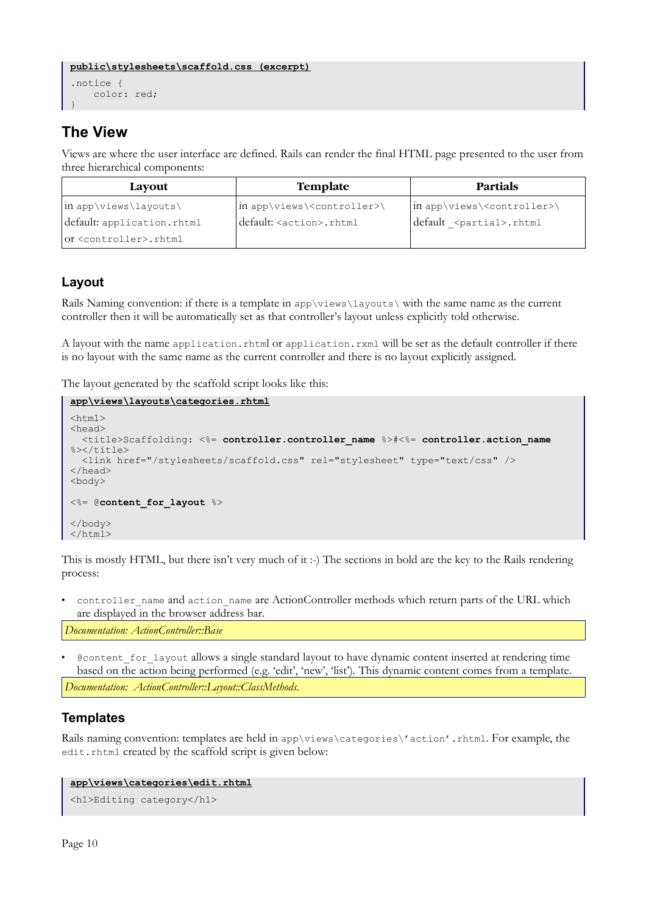```
public\stylesheets\scaffold.css (excerpt)

.notice {
    color: red;
}
```

## The View

Views are where the user interface are defined. Rails can render the final HTML page presented to the user from three hierarchical components:

| Layout | Template | Partials |
|---|---|---|
| in app\views\layouts\ | in app\views\<controller>\ | in app\views\<controller>\ |
| default: application.rhtml | default: <action>.rhtml | default _<partial>.rhtml |
| or <controller>.rhtml | | |

### Layout

Rails Naming convention: if there is a template in `app\views\layouts\` with the same name as the current controller then it will be automatically set as that controller's layout unless explicitly told otherwise.

A layout with the name `application.rhtml` or `application.rxml` will be set as the default controller if there is no layout with the same name as the current controller and there is no layout explicitly assigned.

The layout generated by the scaffold script looks like this:

```
app\views\layouts\categories.rhtml

<html>
<head>
  <title>Scaffolding: <%= controller.controller_name %>#<%= controller.action_name
%></title>
  <link href="/stylesheets/scaffold.css" rel="stylesheet" type="text/css" />
</head>
<body>

<%= @content_for_layout %>

</body>
</html>
```

This is mostly HTML, but there isn't very much of it :-) The sections in bold are the key to the Rails rendering process:

- `controller_name` and `action_name` are ActionController methods which return parts of the URL which are displayed in the browser address bar.

*Documentation: ActionController::Base*

- `@content_for_layout` allows a single standard layout to have dynamic content inserted at rendering time based on the action being performed (e.g. 'edit', 'new', 'list'). This dynamic content comes from a template.

*Documentation: ActionController::Layout::ClassMethods.*

### Templates

Rails naming convention: templates are held in `app\views\categories\'action'.rhtml`. For example, the `edit.rhtml` created by the scaffold script is given below:

```
app\views\categories\edit.rhtml

<h1>Editing category</h1>
```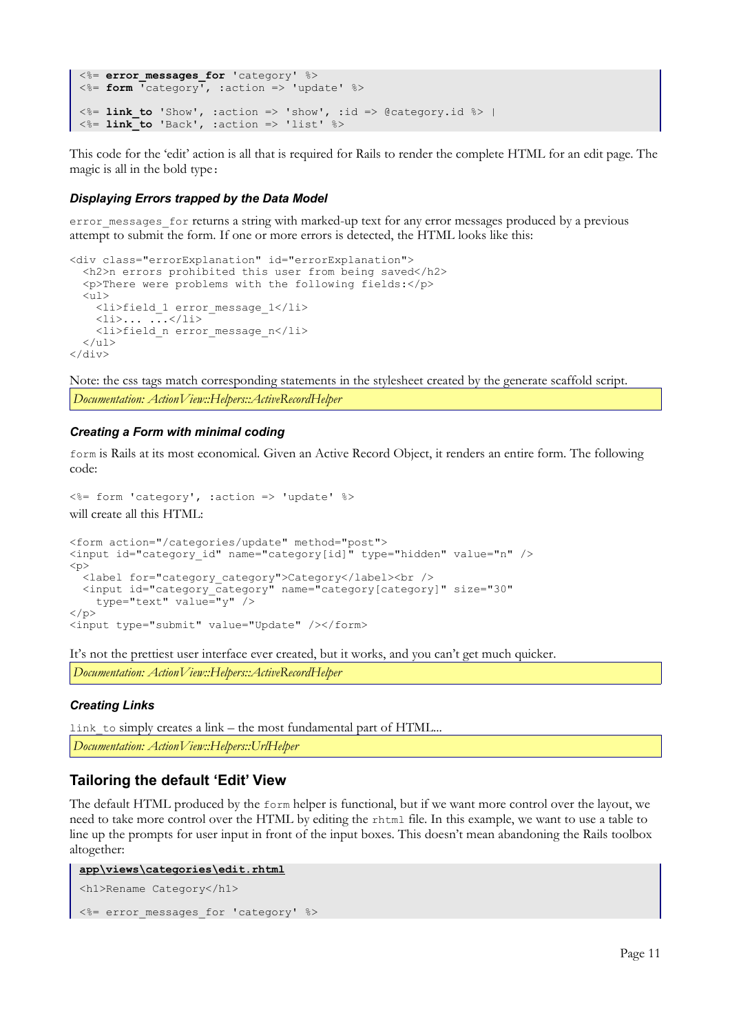```
<%= error_messages_for 'category' %>
<%= form 'category', :action => 'update' %>

<%= link_to 'Show', :action => 'show', :id => @category.id %> |
<%= link_to 'Back', :action => 'list' %>
```

This code for the 'edit' action is all that is required for Rails to render the complete HTML for an edit page. The magic is all in the bold type:

### Displaying Errors trapped by the Data Model

`error_messages_for` returns a string with marked-up text for any error messages produced by a previous attempt to submit the form. If one or more errors is detected, the HTML looks like this:

```
<div class="errorExplanation" id="errorExplanation">
  <h2>n errors prohibited this user from being saved</h2>
  <p>There were problems with the following fields:</p>
  <ul>
    <li>field_1 error_message_1</li>
    <li>... ...</li>
    <li>field_n error_message_n</li>
  </ul>
</div>
```

Note: the css tags match corresponding statements in the stylesheet created by the generate scaffold script.

*Documentation: ActionView::Helpers::ActiveRecordHelper*

### Creating a Form with minimal coding

`form` is Rails at its most economical. Given an Active Record Object, it renders an entire form. The following code:

```
<%= form 'category', :action => 'update' %>
```

will create all this HTML:

```
<form action="/categories/update" method="post">
<input id="category_id" name="category[id]" type="hidden" value="n" />
<p>
  <label for="category_category">Category</label><br />
  <input id="category_category" name="category[category]" size="30"
    type="text" value="y" />
</p>
<input type="submit" value="Update" /></form>
```

It's not the prettiest user interface ever created, but it works, and you can't get much quicker.

*Documentation: ActionView::Helpers::ActiveRecordHelper*

### Creating Links

`link_to` simply creates a link – the most fundamental part of HTML...

*Documentation: ActionView::Helpers::UrlHelper*

## Tailoring the default 'Edit' View

The default HTML produced by the `form` helper is functional, but if we want more control over the layout, we need to take more control over the HTML by editing the `rhtml` file. In this example, we want to use a table to line up the prompts for user input in front of the input boxes. This doesn't mean abandoning the Rails toolbox altogether:

**app\views\categories\edit.rhtml**

```
<h1>Rename Category</h1>

<%= error_messages_for 'category' %>
```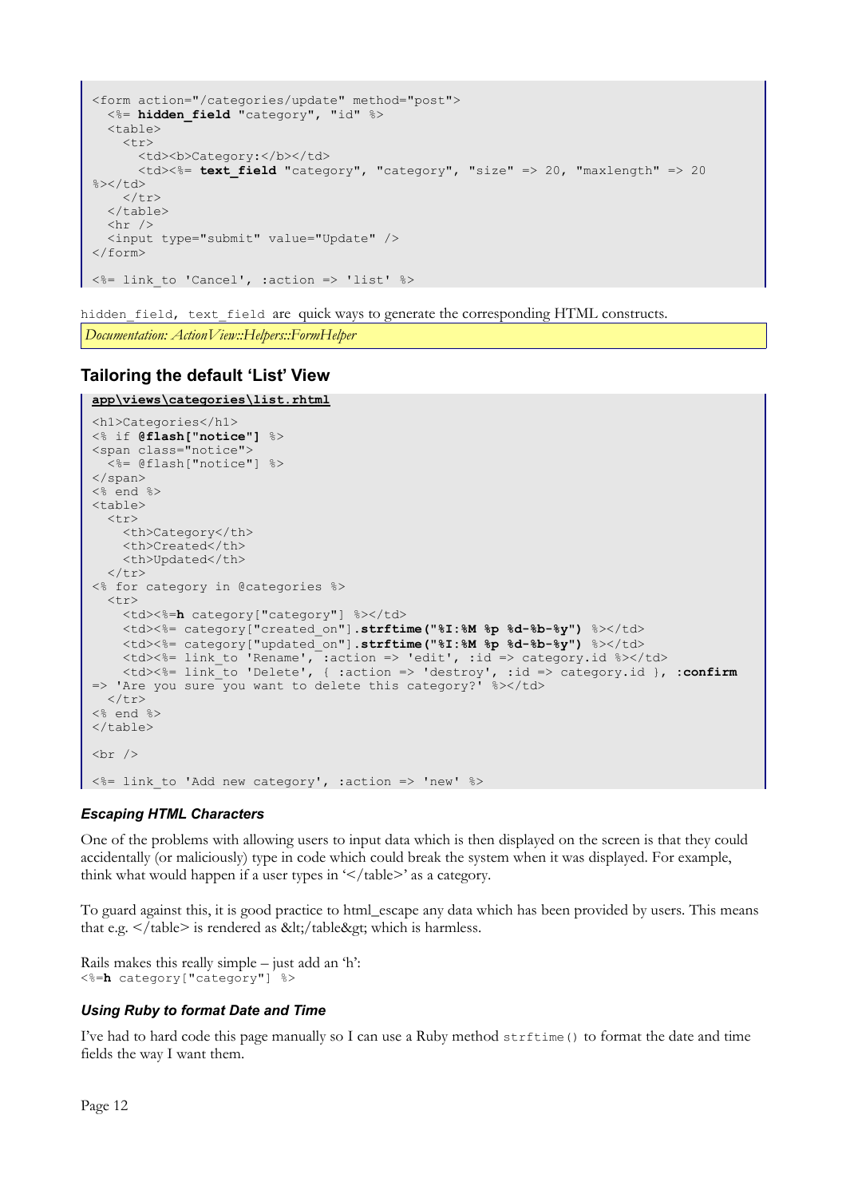```
<form action="/categories/update" method="post">
  <%= hidden_field "category", "id" %>
  <table>
    <tr>
      <td><b>Category:</b></td>
      <td><%= text_field "category", "category", "size" => 20, "maxlength" => 20
%></td>
    </tr>
  </table>
  <hr />
  <input type="submit" value="Update" />
</form>

<%= link_to 'Cancel', :action => 'list' %>
```

`hidden_field`, `text_field` are quick ways to generate the corresponding HTML constructs.

*Documentation: ActionView::Helpers::FormHelper*

## Tailoring the default 'List' View

```
app\views\categories\list.rhtml

<h1>Categories</h1>
<% if @flash["notice"] %>
<span class="notice">
  <%= @flash["notice"] %>
</span>
<% end %>
<table>
  <tr>
    <th>Category</th>
    <th>Created</th>
    <th>Updated</th>
  </tr>
<% for category in @categories %>
  <tr>
    <td><%=h category["category"] %></td>
    <td><%= category["created_on"].strftime("%I:%M %p %d-%b-%y") %></td>
    <td><%= category["updated_on"].strftime("%I:%M %p %d-%b-%y") %></td>
    <td><%= link_to 'Rename', :action => 'edit', :id => category.id %></td>
    <td><%= link_to 'Delete', { :action => 'destroy', :id => category.id }, :confirm
=> 'Are you sure you want to delete this category?' %></td>
  </tr>
<% end %>
</table>

<br />

<%= link_to 'Add new category', :action => 'new' %>
```

### *Escaping HTML Characters*

One of the problems with allowing users to input data which is then displayed on the screen is that they could accidentally (or maliciously) type in code which could break the system when it was displayed. For example, think what would happen if a user types in '</table>' as a category.

To guard against this, it is good practice to html_escape any data which has been provided by users. This means that e.g. </table> is rendered as &lt;/table&gt; which is harmless.

Rails makes this really simple – just add an 'h':
`<%=h category["category"] %>`

### *Using Ruby to format Date and Time*

I've had to hard code this page manually so I can use a Ruby method `strftime()` to format the date and time fields the way I want them.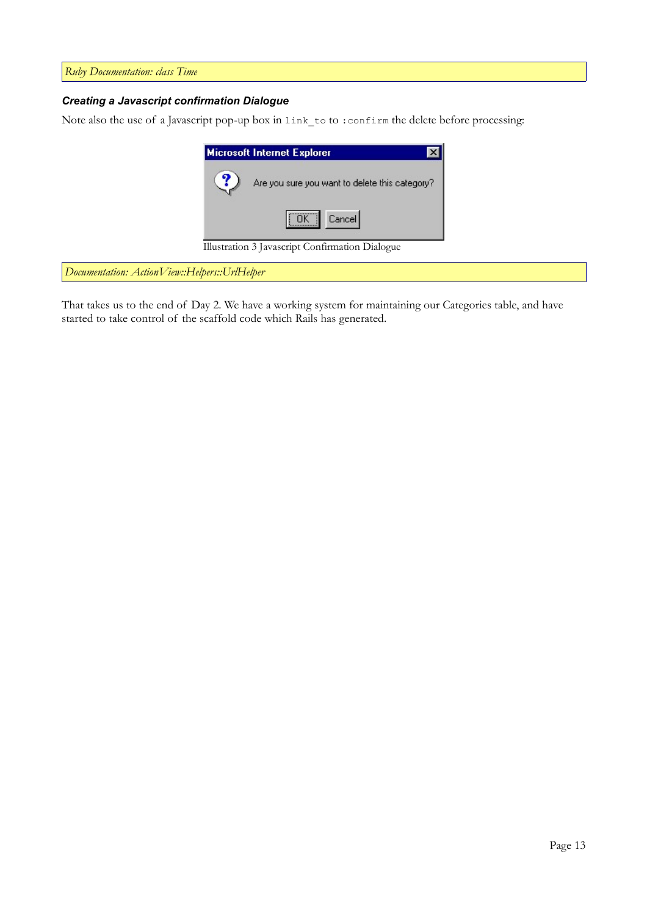*Ruby Documentation: class Time*

### *Creating a Javascript confirmation Dialogue*

Note also the use of a Javascript pop-up box in `link_to` to `:confirm` the delete before processing:

Illustration 3 Javascript Confirmation Dialogue

*Documentation: ActionView::Helpers::UrlHelper*

That takes us to the end of Day 2. We have a working system for maintaining our Categories table, and have started to take control of the scaffold code which Rails has generated.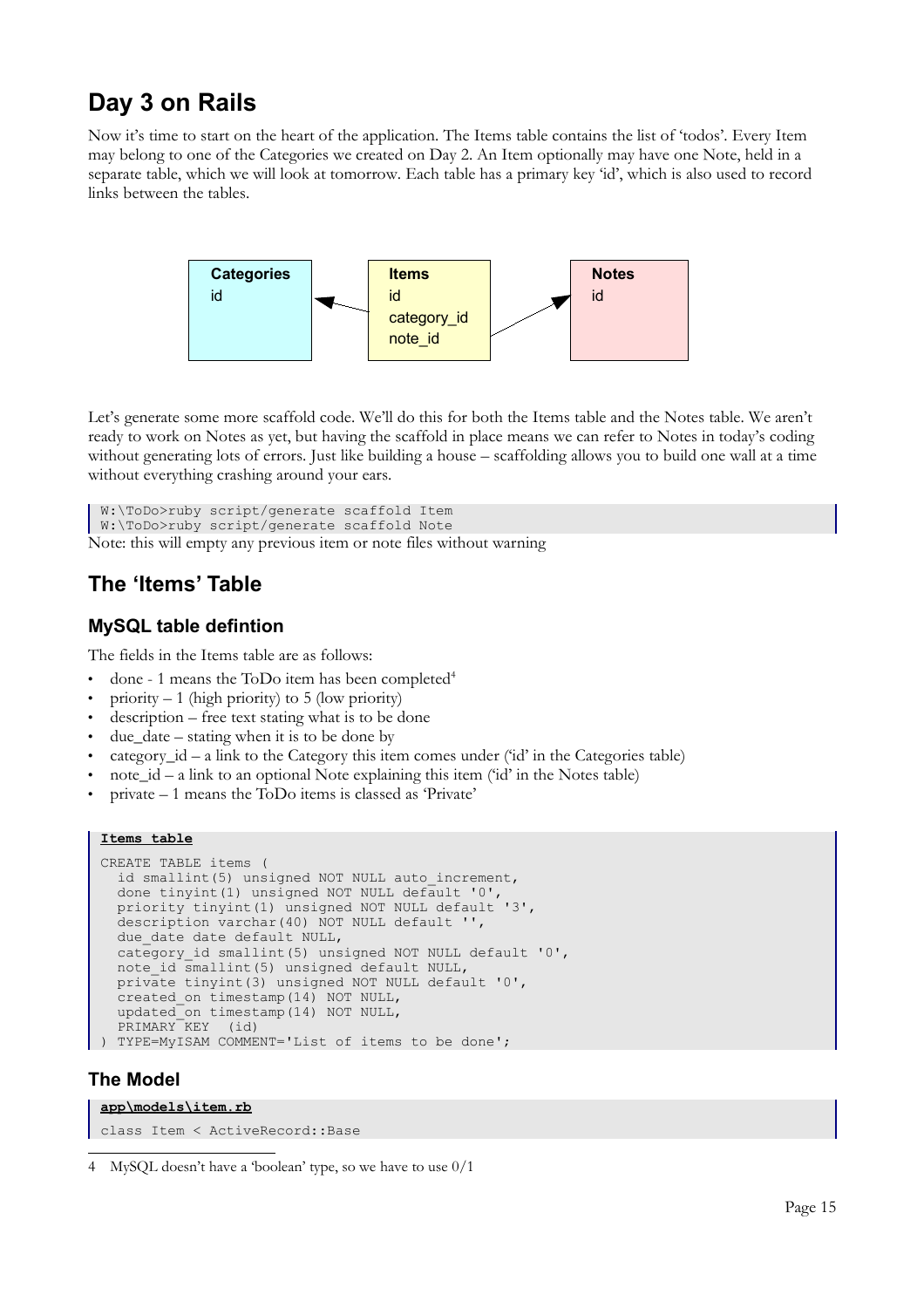# Day 3 on Rails

Now it's time to start on the heart of the application. The Items table contains the list of 'todos'. Every Item may belong to one of the Categories we created on Day 2. An Item optionally may have one Note, held in a separate table, which we will look at tomorrow. Each table has a primary key 'id', which is also used to record links between the tables.

| Categories | Items | Notes |
|---|---|---|
| id | id | id |
| | category_id | |
| | note_id | |

Let's generate some more scaffold code. We'll do this for both the Items table and the Notes table. We aren't ready to work on Notes as yet, but having the scaffold in place means we can refer to Notes in today's coding without generating lots of errors. Just like building a house – scaffolding allows you to build one wall at a time without everything crashing around your ears.

```
W:\ToDo>ruby script/generate scaffold Item
W:\ToDo>ruby script/generate scaffold Note
```

Note: this will empty any previous item or note files without warning

## The 'Items' Table

### MySQL table defintion

The fields in the Items table are as follows:

- done - 1 means the ToDo item has been completed[4]
- priority – 1 (high priority) to 5 (low priority)
- description – free text stating what is to be done
- due_date – stating when it is to be done by
- category_id – a link to the Category this item comes under ('id' in the Categories table)
- note_id – a link to an optional Note explaining this item ('id' in the Notes table)
- private – 1 means the ToDo items is classed as 'Private'

**Items table**

```
CREATE TABLE items (
  id smallint(5) unsigned NOT NULL auto_increment,
  done tinyint(1) unsigned NOT NULL default '0',
  priority tinyint(1) unsigned NOT NULL default '3',
  description varchar(40) NOT NULL default '',
  due_date date default NULL,
  category_id smallint(5) unsigned NOT NULL default '0',
  note_id smallint(5) unsigned default NULL,
  private tinyint(3) unsigned NOT NULL default '0',
  created_on timestamp(14) NOT NULL,
  updated_on timestamp(14) NOT NULL,
  PRIMARY KEY  (id)
) TYPE=MyISAM COMMENT='List of items to be done';
```

### The Model

**app\models\item.rb**

```
class Item < ActiveRecord::Base
```

[4] MySQL doesn't have a 'boolean' type, so we have to use 0/1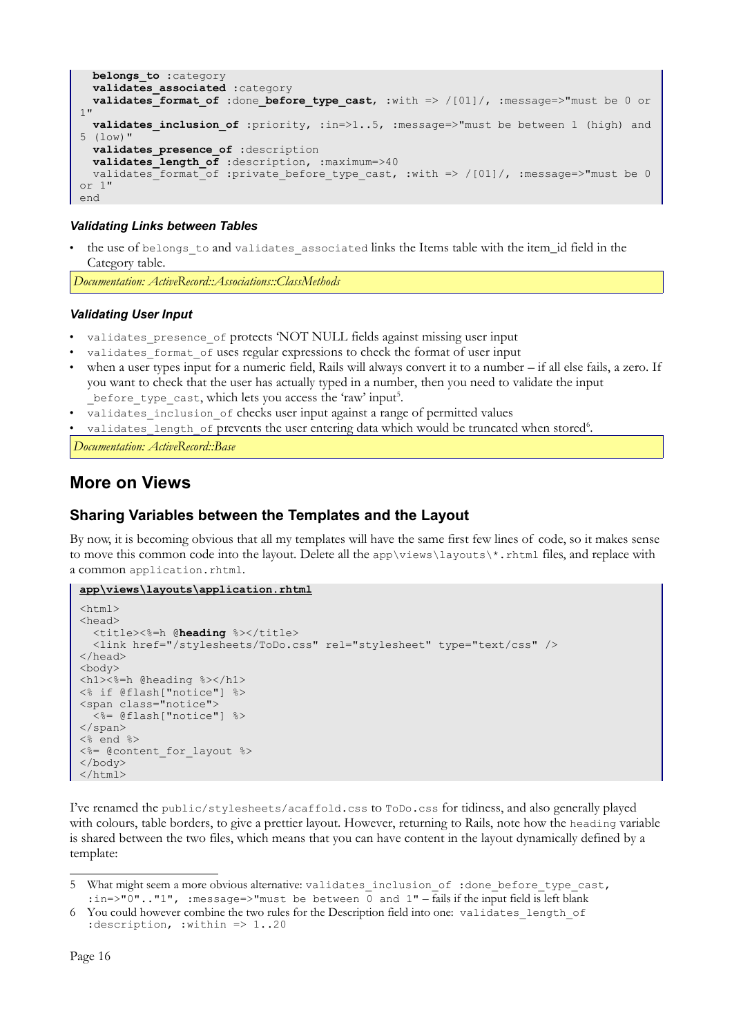```
  belongs_to :category
  validates_associated :category
  validates_format_of :done_before_type_cast, :with => /[01]/, :message=>"must be 0 or 1"
  validates_inclusion_of :priority, :in=>1..5, :message=>"must be between 1 (high) and 5 (low)"
  validates_presence_of :description
  validates_length_of :description, :maximum=>40
  validates_format_of :private_before_type_cast, :with => /[01]/, :message=>"must be 0 or 1"
end
```

#### *Validating Links between Tables*

- the use of `belongs_to` and `validates_associated` links the Items table with the item_id field in the Category table.

*Documentation: ActiveRecord::Associations::ClassMethods*

#### *Validating User Input*

- `validates_presence_of` protects 'NOT NULL fields against missing user input
- `validates_format_of` uses regular expressions to check the format of user input
- when a user types input for a numeric field, Rails will always convert it to a number – if all else fails, a zero. If you want to check that the user has actually typed in a number, then you need to validate the input `_before_type_cast`, which lets you access the 'raw' input[5].
- `validates_inclusion_of` checks user input against a range of permitted values
- `validates_length_of` prevents the user entering data which would be truncated when stored[6].

*Documentation: ActiveRecord::Base*

## More on Views

### Sharing Variables between the Templates and the Layout

By now, it is becoming obvious that all my templates will have the same first few lines of code, so it makes sense to move this common code into the layout. Delete all the `app\views\layouts\*.rhtml` files, and replace with a common `application.rhtml`.

**app\views\layouts\application.rhtml**

```
<html>
<head>
  <title><%=h @heading %></title>
  <link href="/stylesheets/ToDo.css" rel="stylesheet" type="text/css" />
</head>
<body>
<h1><%=h @heading %></h1>
<% if @flash["notice"] %>
<span class="notice">
  <%= @flash["notice"] %>
</span>
<% end %>
<%= @content_for_layout %>
</body>
</html>
```

I've renamed the `public/stylesheets/acaffold.css` to `ToDo.css` for tidiness, and also generally played with colours, table borders, to give a prettier layout. However, returning to Rails, note how the `heading` variable is shared between the two files, which means that you can have content in the layout dynamically defined by a template:

---

5 What might seem a more obvious alternative: `validates_inclusion_of :done_before_type_cast, :in=>"0".."1", :message=>"must be between 0 and 1"` – fails if the input field is left blank

6 You could however combine the two rules for the Description field into one: `validates_length_of :description, :within => 1..20`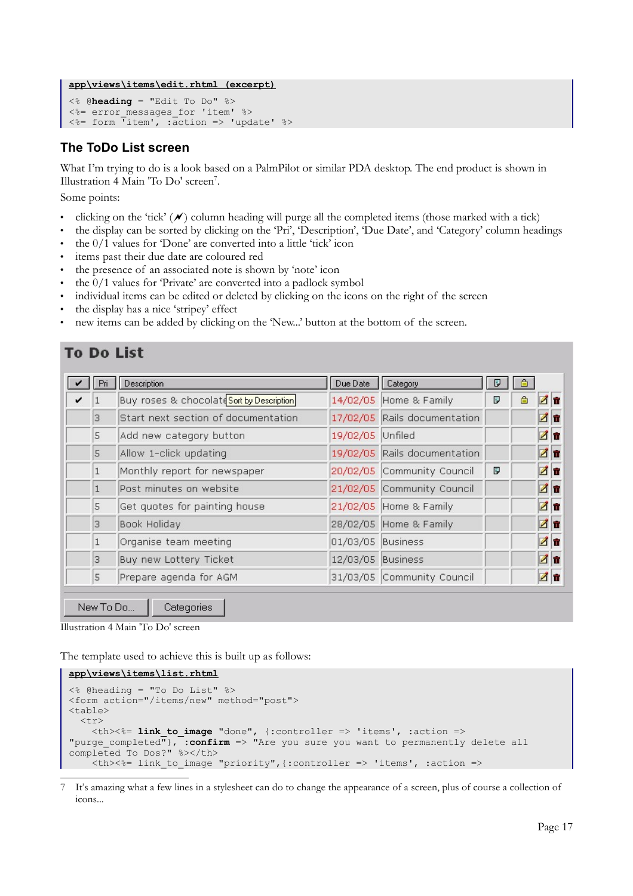```
app\views\items\edit.rhtml (excerpt)
<% @heading = "Edit To Do" %>
<%= error_messages_for 'item' %>
<%= form 'item', :action => 'update' %>
```

## The ToDo List screen

What I'm trying to do is a look based on a PalmPilot or similar PDA desktop. The end product is shown in Illustration 4 Main 'To Do' screen[7].

Some points:

- clicking on the 'tick' (✔) column heading will purge all the completed items (those marked with a tick)
- the display can be sorted by clicking on the 'Pri', 'Description', 'Due Date', and 'Category' column headings
- the 0/1 values for 'Done' are converted into a little 'tick' icon
- items past their due date are coloured red
- the presence of an associated note is shown by 'note' icon
- the 0/1 values for 'Private' are converted into a padlock symbol
- individual items can be edited or deleted by clicking on the icons on the right of the screen
- the display has a nice 'stripey' effect
- new items can be added by clicking on the 'New...' button at the bottom of the screen.

**To Do List**

| ✔ | Pri | Description | Due Date | Category | Note | Private | | |
|---|---|---|---|---|---|---|---|---|
| ✔ | 1 | Buy roses & chocolates | 14/02/05 | Home & Family | Note | 🔒 | Edit | Delete |
| | 3 | Start next section of documentation | 17/02/05 | Rails documentation | | | Edit | Delete |
| | 5 | Add new category button | 19/02/05 | Unfiled | | | Edit | Delete |
| | 5 | Allow 1-click updating | 19/02/05 | Rails documentation | | | Edit | Delete |
| | 1 | Monthly report for newspaper | 20/02/05 | Community Council | Note | | Edit | Delete |
| | 1 | Post minutes on website | 21/02/05 | Community Council | | | Edit | Delete |
| | 5 | Get quotes for painting house | 21/02/05 | Home & Family | | | Edit | Delete |
| | 3 | Book Holiday | 28/02/05 | Home & Family | | | Edit | Delete |
| | 1 | Organise team meeting | 01/03/05 | Business | | | Edit | Delete |
| | 3 | Buy new Lottery Ticket | 12/03/05 | Business | | | Edit | Delete |
| | 5 | Prepare agenda for AGM | 31/03/05 | Community Council | | | Edit | Delete |

New To Do... | Categories

Illustration 4 Main 'To Do' screen

The template used to achieve this is built up as follows:

```
app\views\items\list.rhtml
<% @heading = "To Do List" %>
<form action="/items/new" method="post">
<table>
  <tr>
    <th><%= link_to_image "done", {:controller => 'items', :action =>
"purge_completed"}, :confirm => "Are you sure you want to permanently delete all
completed To Dos?" %></th>
    <th><%= link_to_image "priority",{:controller => 'items', :action =>
```

7 It's amazing what a few lines in a stylesheet can do to change the appearance of a screen, plus of course a collection of icons...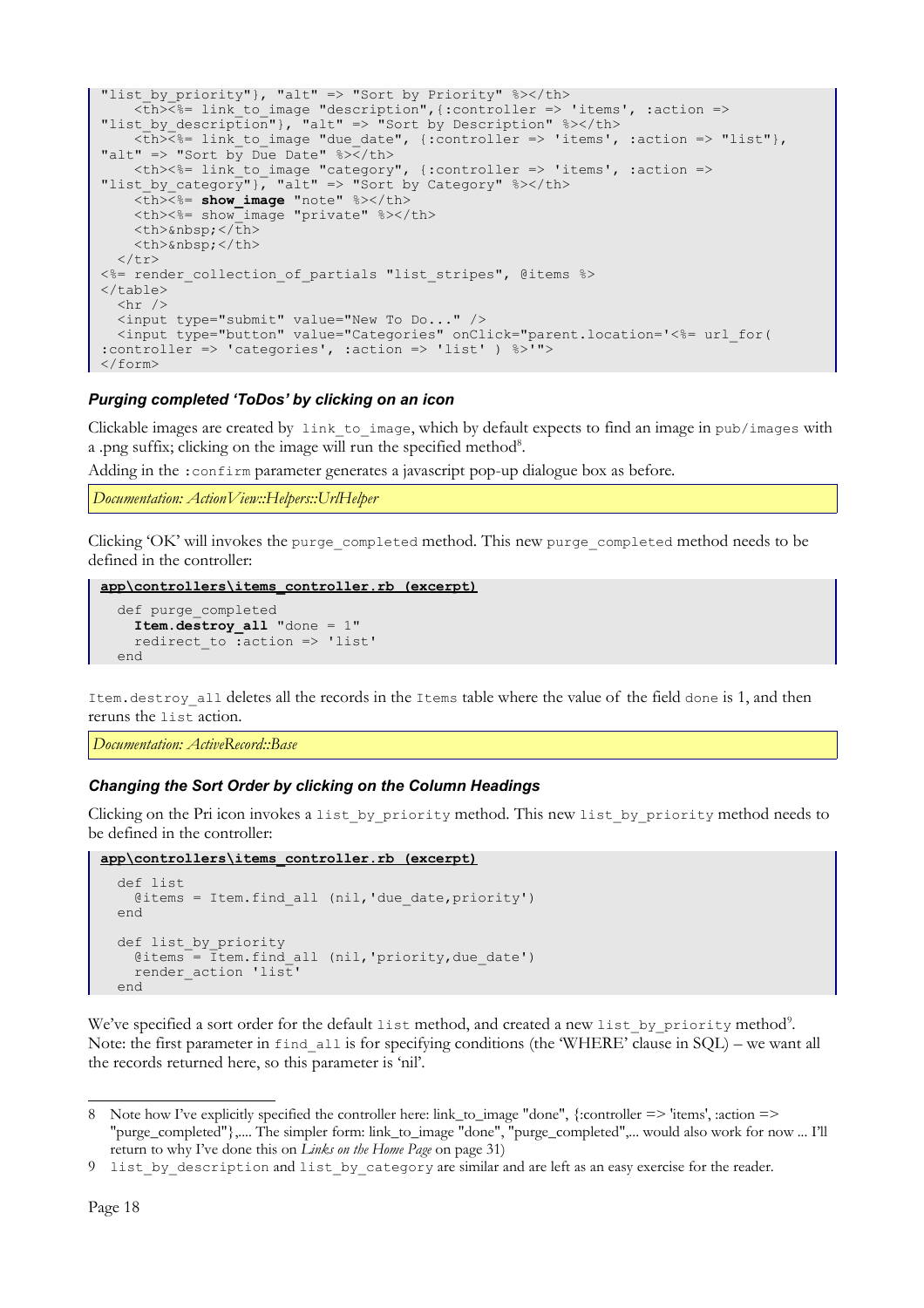```
"list_by_priority"}, "alt" => "Sort by Priority" %></th>
    <th><%= link_to_image "description",{:controller => 'items', :action =>
"list_by_description"}, "alt" => "Sort by Description" %></th>
    <th><%= link_to_image "due_date", {:controller => 'items', :action => "list"},
"alt" => "Sort by Due Date" %></th>
    <th><%= link_to_image "category", {:controller => 'items', :action =>
"list_by_category"}, "alt" => "Sort by Category" %></th>
    <th><%= show_image "note" %></th>
    <th><%= show_image "private" %></th>
    <th>&nbsp;</th>
    <th>&nbsp;</th>
  </tr>
<%= render_collection_of_partials "list_stripes", @items %>
</table>
  <hr />
  <input type="submit" value="New To Do..." />
  <input type="button" value="Categories" onClick="parent.location='<%= url_for(
:controller => 'categories', :action => 'list' ) %>'">
</form>
```

### *Purging completed 'ToDos' by clicking on an icon*

Clickable images are created by `link_to_image`, which by default expects to find an image in `pub/images` with a .png suffix; clicking on the image will run the specified method[8].

Adding in the `:confirm` parameter generates a javascript pop-up dialogue box as before.

*Documentation: ActionView::Helpers::UrlHelper*

Clicking 'OK' will invokes the `purge_completed` method. This new `purge_completed` method needs to be defined in the controller:

```
app\controllers\items_controller.rb (excerpt)

  def purge_completed
    Item.destroy_all "done = 1"
    redirect_to :action => 'list'
  end
```

`Item.destroy_all` deletes all the records in the `Items` table where the value of the field `done` is 1, and then reruns the `list` action.

*Documentation: ActiveRecord::Base*

### *Changing the Sort Order by clicking on the Column Headings*

Clicking on the Pri icon invokes a `list_by_priority` method. This new `list_by_priority` method needs to be defined in the controller:

```
app\controllers\items_controller.rb (excerpt)

  def list
    @items = Item.find_all (nil,'due_date,priority')
  end

  def list_by_priority
    @items = Item.find_all (nil,'priority,due_date')
    render_action 'list'
  end
```

We've specified a sort order for the default `list` method, and created a new `list_by_priority` method[9]. Note: the first parameter in `find_all` is for specifying conditions (the 'WHERE' clause in SQL) – we want all the records returned here, so this parameter is 'nil'.

---

8 Note how I've explicitly specified the controller here: link_to_image "done", {:controller => 'items', :action => "purge_completed"},.... The simpler form: link_to_image "done", "purge_completed",... would also work for now ... I'll return to why I've done this on *Links on the Home Page* on page 31)

9 `list_by_description` and `list_by_category` are similar and are left as an easy exercise for the reader.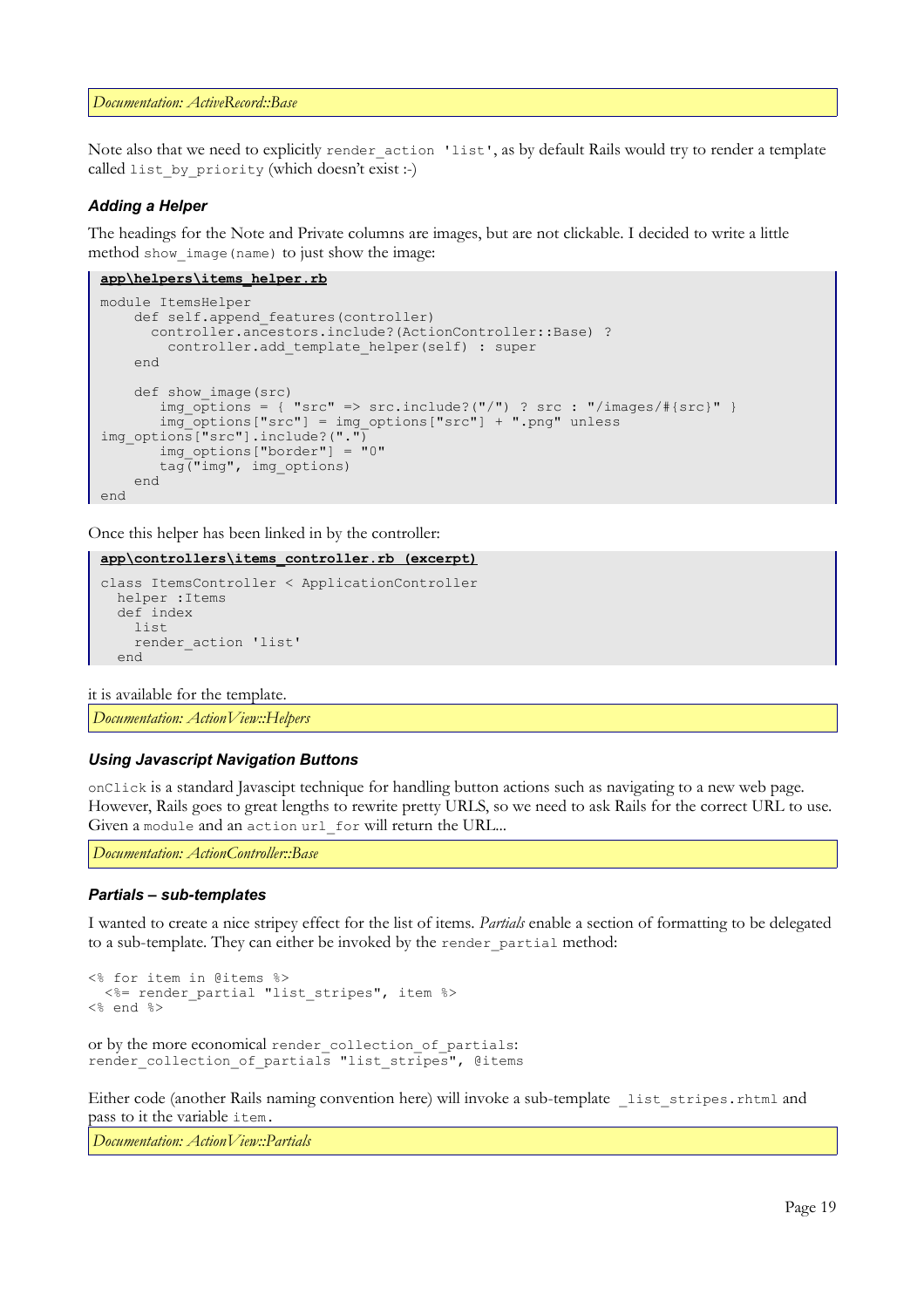*Documentation: ActiveRecord::Base*

Note also that we need to explicitly `render_action 'list'`, as by default Rails would try to render a template called `list_by_priority` (which doesn't exist :-)

### *Adding a Helper*

The headings for the Note and Private columns are images, but are not clickable. I decided to write a little method `show_image(name)` to just show the image:

**app\helpers\items_helper.rb**

```
module ItemsHelper
    def self.append_features(controller)
      controller.ancestors.include?(ActionController::Base) ?
        controller.add_template_helper(self) : super
    end

    def show_image(src)
       img_options = { "src" => src.include?("/") ? src : "/images/#{src}" }
       img_options["src"] = img_options["src"] + ".png" unless
img_options["src"].include?(".")
       img_options["border"] = "0"
       tag("img", img_options)
    end
end
```

Once this helper has been linked in by the controller:

**app\controllers\items_controller.rb (excerpt)**

```
class ItemsController < ApplicationController
  helper :Items
  def index
    list
    render_action 'list'
  end
```

it is available for the template.

*Documentation: ActionView::Helpers*

### *Using Javascript Navigation Buttons*

`onClick` is a standard Javascipt technique for handling button actions such as navigating to a new web page. However, Rails goes to great lengths to rewrite pretty URLS, so we need to ask Rails for the correct URL to use. Given a `module` and an `action` `url_for` will return the URL...

*Documentation: ActionController::Base*

### *Partials – sub-templates*

I wanted to create a nice stripey effect for the list of items. *Partials* enable a section of formatting to be delegated to a sub-template. They can either be invoked by the `render_partial` method:

```
<% for item in @items %>
  <%= render_partial "list_stripes", item %>
<% end %>
```

or by the more economical `render_collection_of_partials`:

```
render_collection_of_partials "list_stripes", @items
```

Either code (another Rails naming convention here) will invoke a sub-template `_list_stripes.rhtml` and pass to it the variable `item`.

*Documentation: ActionView::Partials*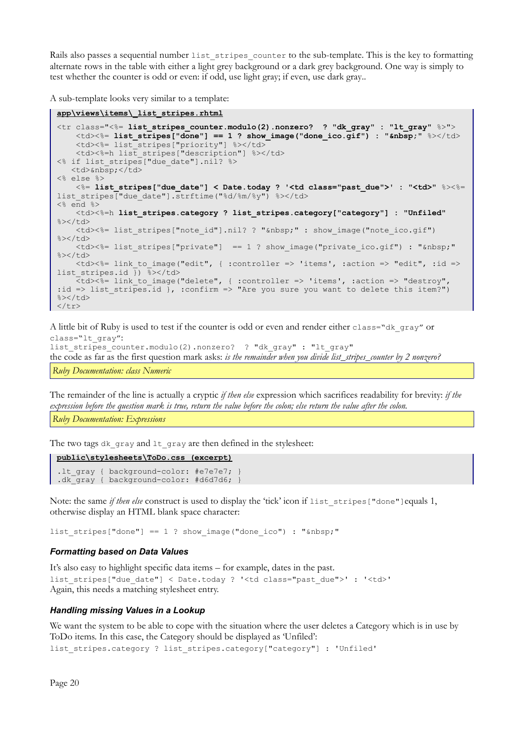Rails also passes a sequential number `list_stripes_counter` to the sub-template. This is the key to formatting alternate rows in the table with either a light grey background or a dark grey background. One way is simply to test whether the counter is odd or even: if odd, use light gray; if even, use dark gray..

A sub-template looks very similar to a template:

**app\views\items\_list_stripes.rhtml**

```
<tr class="<%= list_stripes_counter.modulo(2).nonzero?  ? "dk_gray" : "lt_gray" %>">
    <td><%= list_stripes["done"] == 1 ? show_image("done_ico.gif") : "&nbsp;" %></td>
    <td><%= list_stripes["priority"] %></td>
    <td><%=h list_stripes["description"] %></td>
<% if list_stripes["due_date"].nil? %>
   <td>&nbsp;</td>
<% else %>
    <%= list_stripes["due_date"] < Date.today ? '<td class="past_due">' : "<td>" %><%=
list_stripes["due_date"].strftime("%d/%m/%y") %></td>
<% end %>
    <td><%=h list_stripes.category ? list_stripes.category["category"] : "Unfiled"
%></td>
    <td><%= list_stripes["note_id"].nil? ? "&nbsp;" : show_image("note_ico.gif")
%></td>
    <td><%= list_stripes["private"]  == 1 ? show_image("private_ico.gif") : "&nbsp;"
%></td>
    <td><%= link_to_image("edit", { :controller => 'items', :action => "edit", :id =>
list_stripes.id }) %></td>
    <td><%= link_to_image("delete", { :controller => 'items', :action => "destroy",
:id => list_stripes.id }, :confirm => "Are you sure you want to delete this item?")
%></td>
</tr>
```

A little bit of Ruby is used to test if the counter is odd or even and render either `class="dk_gray"` or `class="lt_gray"`:

`list_stripes_counter.modulo(2).nonzero?  ? "dk_gray" : "lt_gray"`

the code as far as the first question mark asks: *is the remainder when you divide list_stripes_counter by 2 nonzero?*

*Ruby Documentation: class Numeric*

The remainder of the line is actually a cryptic *if then else* expression which sacrifices readability for brevity: *if the expression before the question mark is true, return the value before the colon; else return the value after the colon.*

*Ruby Documentation: Expressions*

The two tags `dk_gray` and `lt_gray` are then defined in the stylesheet:

**public\stylesheets\ToDo.css (excerpt)**

```
.lt_gray { background-color: #e7e7e7; }
.dk_gray { background-color: #d6d7d6; }
```

Note: the same *if then else* construct is used to display the 'tick' icon if `list_stripes["done"]`equals 1, otherwise display an HTML blank space character:

```
list_stripes["done"] == 1 ? show_image("done_ico") : "&nbsp;"
```

### *Formatting based on Data Values*

It's also easy to highlight specific data items – for example, dates in the past.

`list_stripes["due_date"] < Date.today ? '<td class="past_due">' : '<td>'`

Again, this needs a matching stylesheet entry.

### *Handling missing Values in a Lookup*

We want the system to be able to cope with the situation where the user deletes a Category which is in use by ToDo items. In this case, the Category should be displayed as 'Unfiled':

`list_stripes.category ? list_stripes.category["category"] : 'Unfiled'`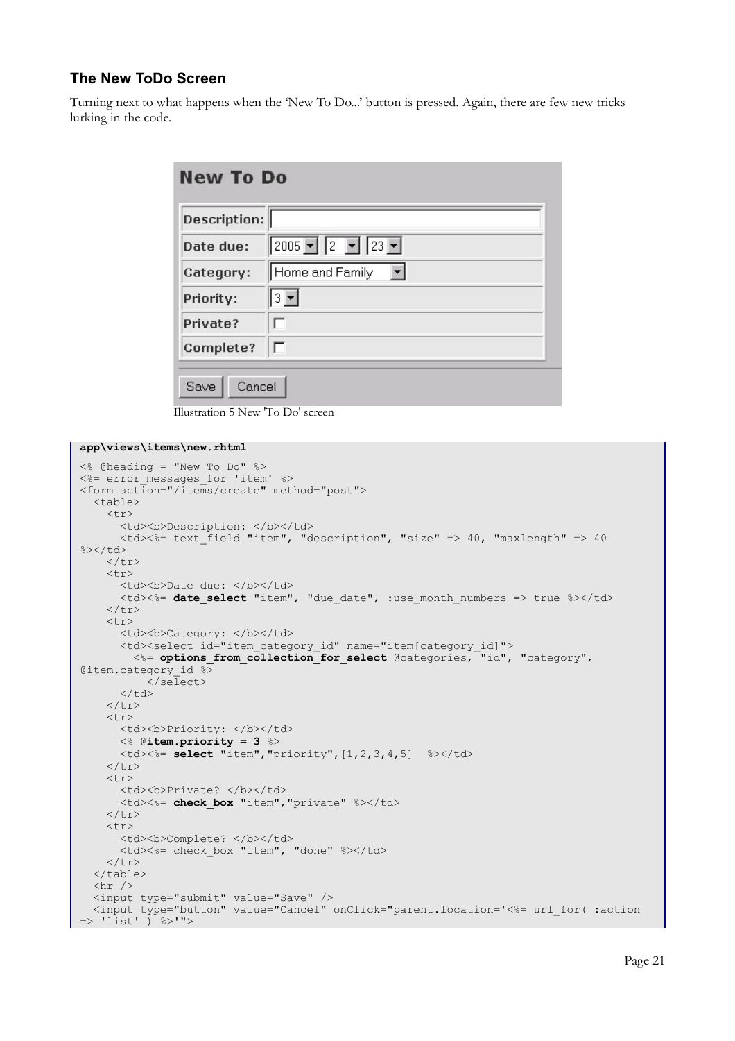### The New ToDo Screen

Turning next to what happens when the 'New To Do...' button is pressed. Again, there are few new tricks lurking in the code.

Illustration 5 New 'To Do' screen

**app\views\items\new.rhtml**

```
<% @heading = "New To Do" %>
<%= error_messages_for 'item' %>
<form action="/items/create" method="post">
  <table>
    <tr>
      <td><b>Description: </b></td>
      <td><%= text_field "item", "description", "size" => 40, "maxlength" => 40 
%></td>
    </tr>
    <tr>
      <td><b>Date due: </b></td>
      <td><%= date_select "item", "due_date", :use_month_numbers => true %></td>
    </tr>
    <tr>
      <td><b>Category: </b></td>
      <td><select id="item_category_id" name="item[category_id]">
        <%= options_from_collection_for_select @categories, "id", "category", 
@item.category_id %>
          </select>
      </td>
    </tr>
    <tr>
      <td><b>Priority: </b></td>
      <% @item.priority = 3 %>
      <td><%= select "item","priority",[1,2,3,4,5]  %></td>
    </tr>
    <tr>
      <td><b>Private? </b></td>
      <td><%= check_box "item","private" %></td>
    </tr>
    <tr>
      <td><b>Complete? </b></td>
      <td><%= check_box "item", "done" %></td>
    </tr>
  </table>
  <hr />
  <input type="submit" value="Save" />
  <input type="button" value="Cancel" onClick="parent.location='<%= url_for( :action 
=> 'list' ) %>'">
```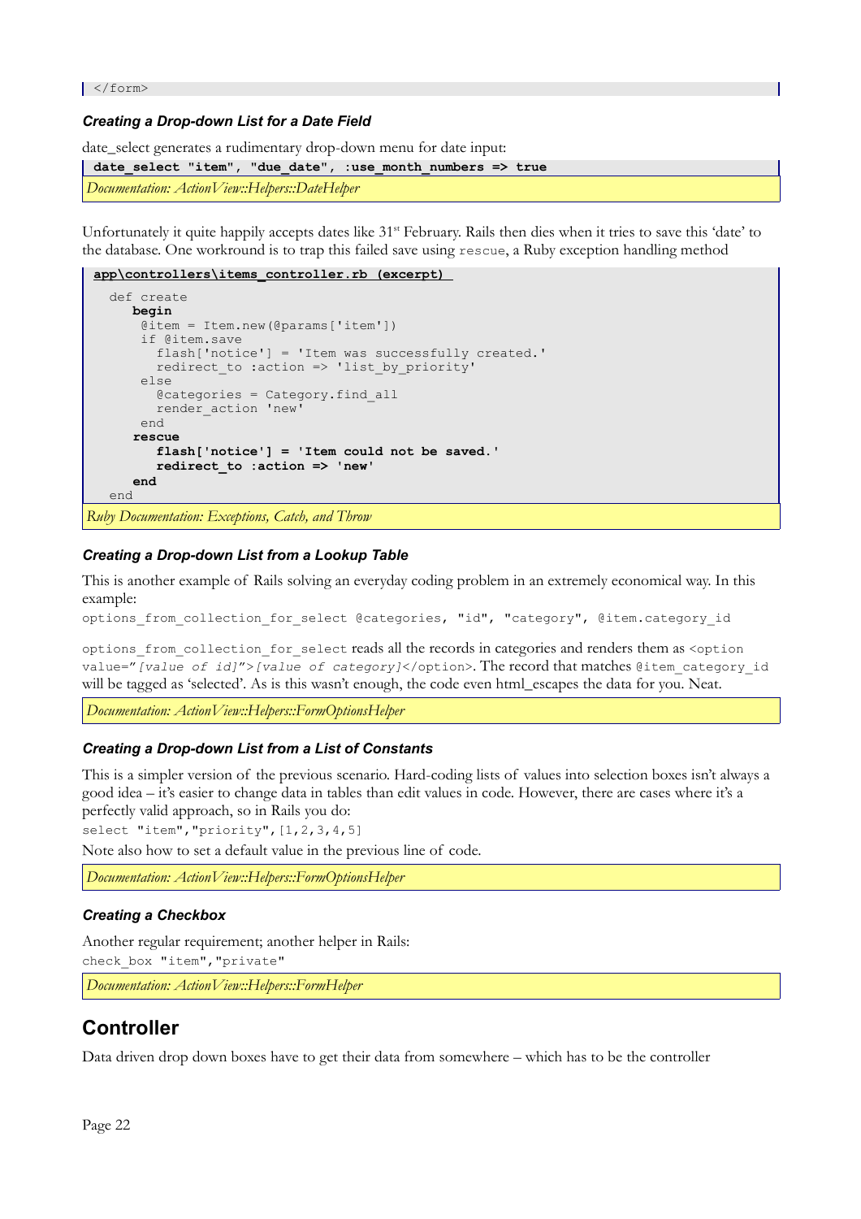```
</form>
```

### *Creating a Drop-down List for a Date Field*

date_select generates a rudimentary drop-down menu for date input:

```
date_select "item", "due_date", :use_month_numbers => true
```

*Documentation: ActionView::Helpers::DateHelper*

Unfortunately it quite happily accepts dates like 31st February. Rails then dies when it tries to save this 'date' to the database. One workround is to trap this failed save using `rescue`, a Ruby exception handling method

**app\controllers\items_controller.rb (excerpt)**

```
  def create
     begin
      @item = Item.new(@params['item'])
      if @item.save
        flash['notice'] = 'Item was successfully created.'
        redirect_to :action => 'list_by_priority'
      else
        @categories = Category.find_all
        render_action 'new'
      end
     rescue
        flash['notice'] = 'Item could not be saved.'
        redirect_to :action => 'new'
     end
  end
```

*Ruby Documentation: Exceptions, Catch, and Throw*

### *Creating a Drop-down List from a Lookup Table*

This is another example of Rails solving an everyday coding problem in an extremely economical way. In this example:

`options_from_collection_for_select @categories, "id", "category", @item.category_id`

`options_from_collection_for_select` reads all the records in categories and renders them as `<option value="`*[value of id]*`">`*[value of category]*`</option>`. The record that matches `@item_category_id` will be tagged as 'selected'. As is this wasn't enough, the code even html_escapes the data for you. Neat.

*Documentation: ActionView::Helpers::FormOptionsHelper*

### *Creating a Drop-down List from a List of Constants*

This is a simpler version of the previous scenario. Hard-coding lists of values into selection boxes isn't always a good idea – it's easier to change data in tables than edit values in code. However, there are cases where it's a perfectly valid approach, so in Rails you do:

`select "item","priority",[1,2,3,4,5]`

Note also how to set a default value in the previous line of code.

*Documentation: ActionView::Helpers::FormOptionsHelper*

### *Creating a Checkbox*

Another regular requirement; another helper in Rails:

`check_box "item","private"`

*Documentation: ActionView::Helpers::FormHelper*

## Controller

Data driven drop down boxes have to get their data from somewhere – which has to be the controller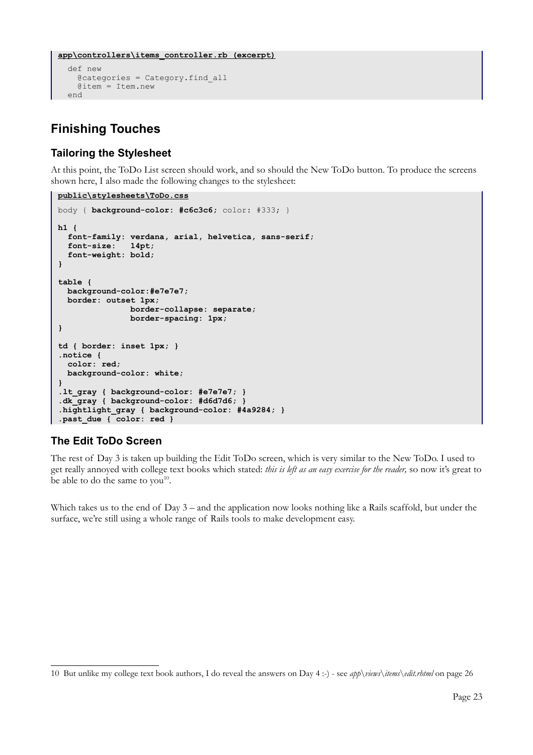**app\controllers\items_controller.rb (excerpt)**

```
  def new
    @categories = Category.find_all
    @item = Item.new
  end
```

## Finishing Touches

### Tailoring the Stylesheet

At this point, the ToDo List screen should work, and so should the New ToDo button. To produce the screens shown here, I also made the following changes to the stylesheet:

**public\stylesheets\ToDo.css**

```
body { background-color: #c6c3c6; color: #333; }

h1 {
  font-family: verdana, arial, helvetica, sans-serif;
  font-size:   14pt;
  font-weight: bold;
}

table {
  background-color:#e7e7e7;
  border: outset 1px;
              border-collapse: separate;
              border-spacing: 1px;
}

td { border: inset 1px; }
.notice {
  color: red;
  background-color: white;
}
.lt_gray { background-color: #e7e7e7; }
.dk_gray { background-color: #d6d7d6; }
.hightlight_gray { background-color: #4a9284; }
.past_due { color: red }
```

### The Edit ToDo Screen

The rest of Day 3 is taken up building the Edit ToDo screen, which is very similar to the New ToDo. I used to get really annoyed with college text books which stated: *this is left as an easy exercise for the reader,* so now it's great to be able to do the same to you[10].

Which takes us to the end of Day 3 – and the application now looks nothing like a Rails scaffold, but under the surface, we're still using a whole range of Rails tools to make development easy.

---

10 But unlike my college text book authors, I do reveal the answers on Day 4 :-) - see *app\views\items\edit.rhtml* on page 26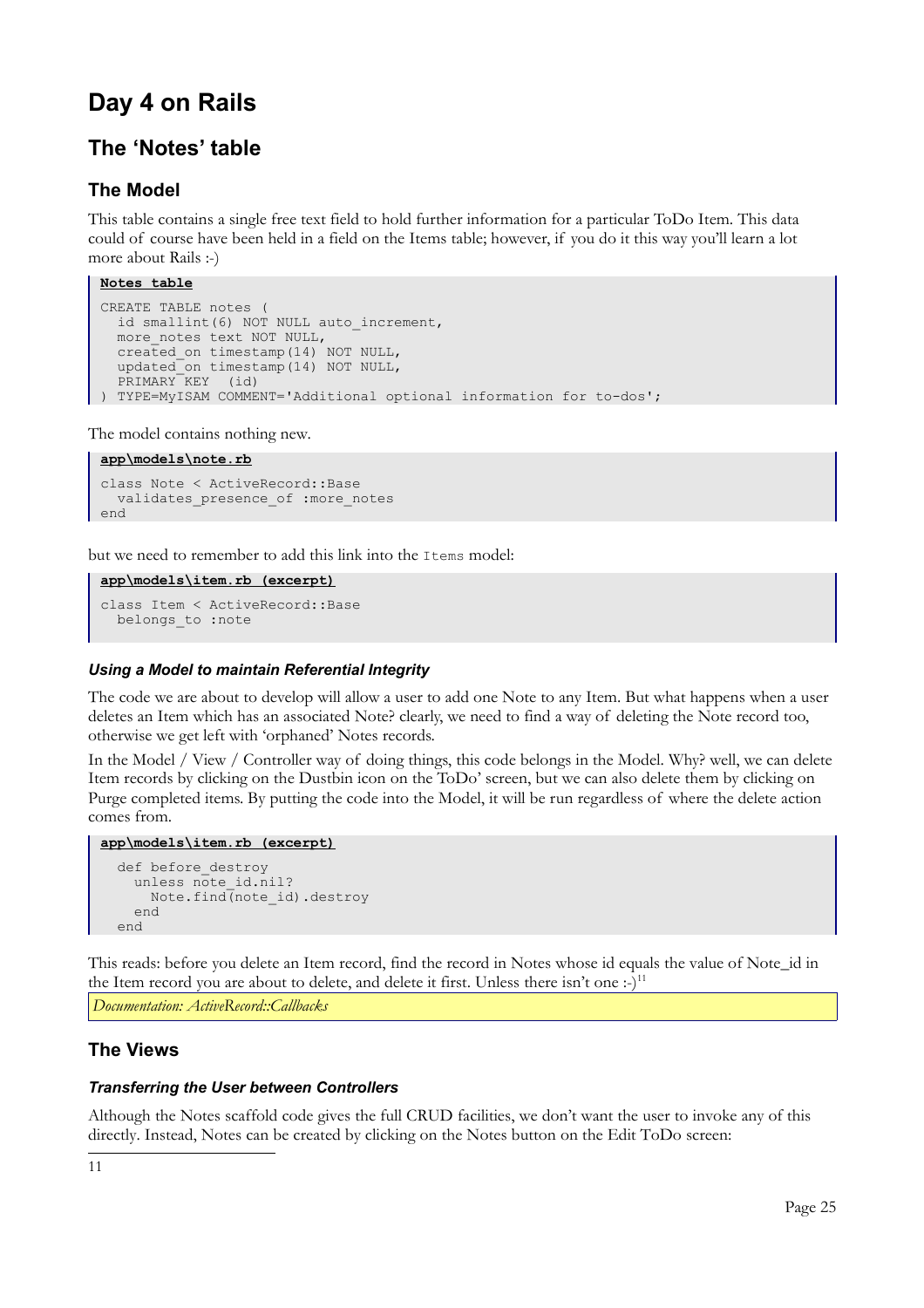# Day 4 on Rails

## The 'Notes' table

### The Model

This table contains a single free text field to hold further information for a particular ToDo Item. This data could of course have been held in a field on the Items table; however, if you do it this way you'll learn a lot more about Rails :-)

**Notes table**

```
CREATE TABLE notes (
  id smallint(6) NOT NULL auto_increment,
  more_notes text NOT NULL,
  created_on timestamp(14) NOT NULL,
  updated_on timestamp(14) NOT NULL,
  PRIMARY KEY  (id)
) TYPE=MyISAM COMMENT='Additional optional information for to-dos';
```

The model contains nothing new.

**app\models\note.rb**

```
class Note < ActiveRecord::Base
  validates_presence_of :more_notes
end
```

but we need to remember to add this link into the `Items` model:

**app\models\item.rb (excerpt)**

```
class Item < ActiveRecord::Base
  belongs_to :note
```

#### *Using a Model to maintain Referential Integrity*

The code we are about to develop will allow a user to add one Note to any Item. But what happens when a user deletes an Item which has an associated Note? clearly, we need to find a way of deleting the Note record too, otherwise we get left with 'orphaned' Notes records.

In the Model / View / Controller way of doing things, this code belongs in the Model. Why? well, we can delete Item records by clicking on the Dustbin icon on the ToDo' screen, but we can also delete them by clicking on Purge completed items. By putting the code into the Model, it will be run regardless of where the delete action comes from.

**app\models\item.rb (excerpt)**

```
  def before_destroy
    unless note_id.nil?
      Note.find(note_id).destroy
    end
  end
```

This reads: before you delete an Item record, find the record in Notes whose id equals the value of Note_id in the Item record you are about to delete, and delete it first. Unless there isn't one :-)[11]

*Documentation: ActiveRecord::Callbacks*

### The Views

#### *Transferring the User between Controllers*

Although the Notes scaffold code gives the full CRUD facilities, we don't want the user to invoke any of this directly. Instead, Notes can be created by clicking on the Notes button on the Edit ToDo screen:

11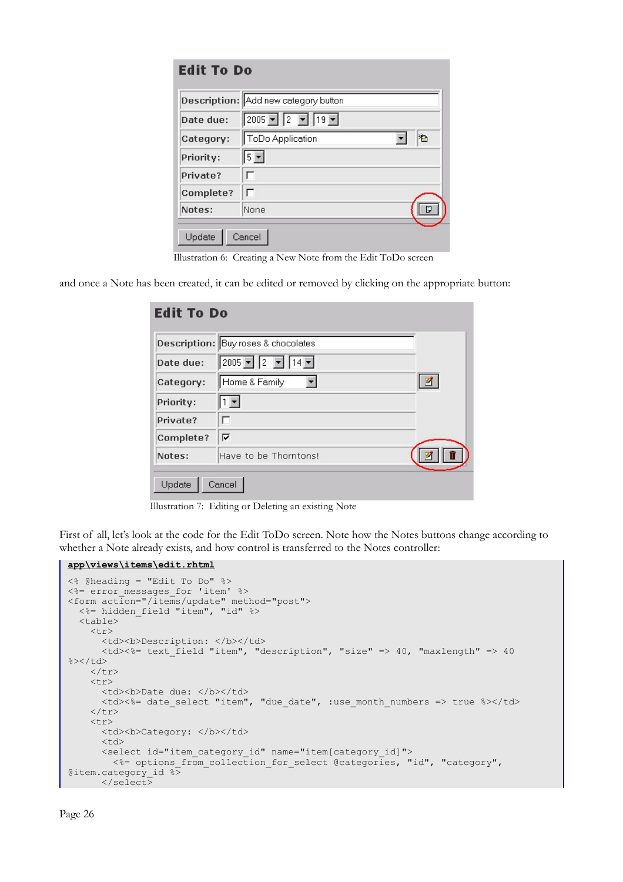Illustration 6: Creating a New Note from the Edit ToDo screen

and once a Note has been created, it can be edited or removed by clicking on the appropriate button:

Illustration 7: Editing or Deleting an existing Note

First of all, let's look at the code for the Edit ToDo screen. Note how the Notes buttons change according to whether a Note already exists, and how control is transferred to the Notes controller:

**app\views\items\edit.rhtml**

```
<% @heading = "Edit To Do" %>
<%= error_messages_for 'item' %>
<form action="/items/update" method="post">
  <%= hidden_field "item", "id" %>
  <table>
    <tr>
      <td><b>Description: </b></td>
      <td><%= text_field "item", "description", "size" => 40, "maxlength" => 40
%></td>
    </tr>
    <tr>
      <td><b>Date due: </b></td>
      <td><%= date_select "item", "due_date", :use_month_numbers => true %></td>
    </tr>
    <tr>
      <td><b>Category: </b></td>
      <td>
      <select id="item_category_id" name="item[category_id]">
        <%= options_from_collection_for_select @categories, "id", "category",
@item.category_id %>
      </select>
```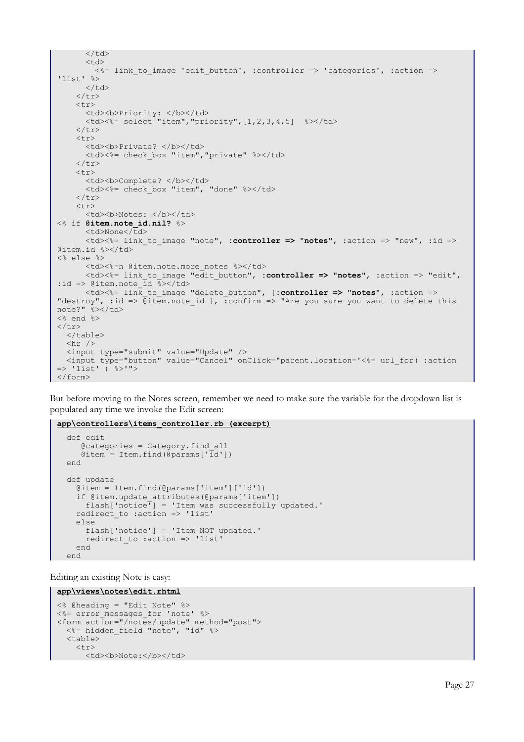```
      </td>
      <td>
        <%= link_to_image 'edit_button', :controller => 'categories', :action =>
'list' %>
      </td>
    </tr>
    <tr>
      <td><b>Priority: </b></td>
      <td><%= select "item","priority",[1,2,3,4,5]  %></td>
    </tr>
    <tr>
      <td><b>Private? </b></td>
      <td><%= check_box "item","private" %></td>
    </tr>
    <tr>
      <td><b>Complete? </b></td>
      <td><%= check_box "item", "done" %></td>
    </tr>
    <tr>
      <td><b>Notes: </b></td>
<% if @item.note_id.nil? %>
      <td>None</td>
      <td><%= link_to_image "note", :controller => "notes", :action => "new", :id =>
@item.id %></td>
<% else %>
      <td><%=h @item.note.more_notes %></td>
      <td><%= link_to_image "edit_button", :controller => "notes", :action => "edit",
:id => @item.note_id %></td>
      <td><%= link_to_image "delete_button", {:controller => "notes", :action =>
"destroy", :id => @item.note_id }, :confirm => "Are you sure you want to delete this
note?" %></td>
<% end %>
</tr>
  </table>
  <hr />
  <input type="submit" value="Update" />
  <input type="button" value="Cancel" onClick="parent.location='<%= url_for( :action
=> 'list' ) %>'">
</form>
```

But before moving to the Notes screen, remember we need to make sure the variable for the dropdown list is populated any time we invoke the Edit screen:

```
app\controllers\items_controller.rb (excerpt)

  def edit
     @categories = Category.find_all
     @item = Item.find(@params['id'])
  end

  def update
    @item = Item.find(@params['item']['id'])
    if @item.update_attributes(@params['item'])
      flash['notice'] = 'Item was successfully updated.'
    redirect_to :action => 'list'
    else
      flash['notice'] = 'Item NOT updated.'
      redirect_to :action => 'list'
    end
  end
```

Editing an existing Note is easy:

```
app\views\notes\edit.rhtml

<% @heading = "Edit Note" %>
<%= error_messages_for 'note' %>
<form action="/notes/update" method="post">
  <%= hidden_field "note", "id" %>
  <table>
    <tr>
      <td><b>Note:</b></td>
```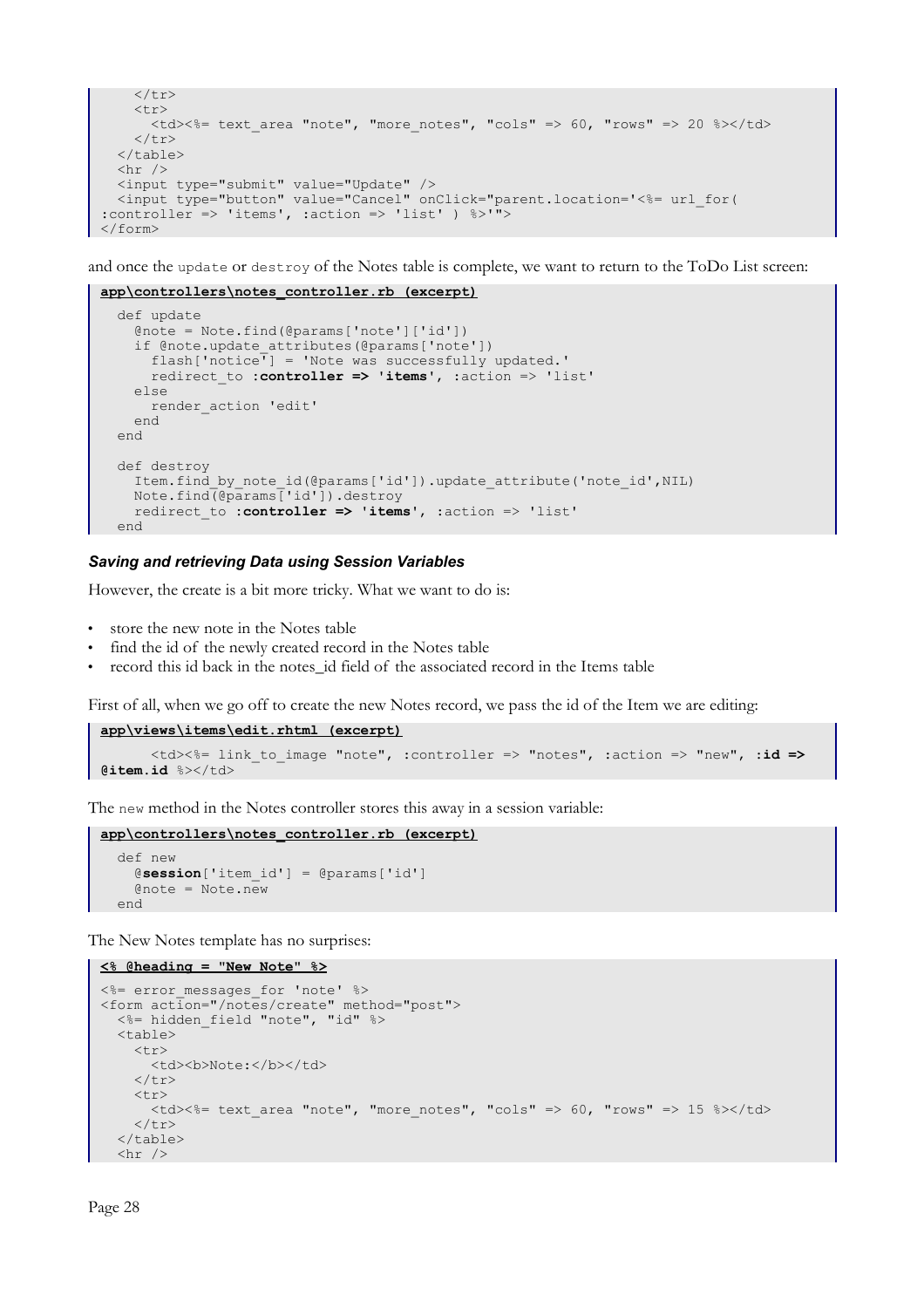```
    </tr>
    <tr>
      <td><%= text_area "note", "more_notes", "cols" => 60, "rows" => 20 %></td>
    </tr>
  </table>
  <hr />
  <input type="submit" value="Update" />
  <input type="button" value="Cancel" onClick="parent.location='<%= url_for(
:controller => 'items', :action => 'list' ) %>'">
</form>
```

and once the `update` or `destroy` of the Notes table is complete, we want to return to the ToDo List screen:

**app\controllers\notes_controller.rb (excerpt)**

```
  def update
    @note = Note.find(@params['note']['id'])
    if @note.update_attributes(@params['note'])
      flash['notice'] = 'Note was successfully updated.'
      redirect_to :controller => 'items', :action => 'list'
    else
      render_action 'edit'
    end
  end

  def destroy
    Item.find_by_note_id(@params['id']).update_attribute('note_id',NIL)
    Note.find(@params['id']).destroy
    redirect_to :controller => 'items', :action => 'list'
  end
```

### *Saving and retrieving Data using Session Variables*

However, the create is a bit more tricky. What we want to do is:

- store the new note in the Notes table
- find the id of the newly created record in the Notes table
- record this id back in the notes_id field of the associated record in the Items table

First of all, when we go off to create the new Notes record, we pass the id of the Item we are editing:

**app\views\items\edit.rhtml (excerpt)**

```
      <td><%= link_to_image "note", :controller => "notes", :action => "new", :id =>
@item.id %></td>
```

The `new` method in the Notes controller stores this away in a session variable:

**app\controllers\notes_controller.rb (excerpt)**

```
  def new
    @session['item_id'] = @params['id']
    @note = Note.new
  end
```

The New Notes template has no surprises:

**<% @heading = "New Note" %>**

```
<%= error_messages_for 'note' %>
<form action="/notes/create" method="post">
  <%= hidden_field "note", "id" %>
  <table>
    <tr>
      <td><b>Note:</b></td>
    </tr>
    <tr>
      <td><%= text_area "note", "more_notes", "cols" => 60, "rows" => 15 %></td>
    </tr>
  </table>
  <hr />
```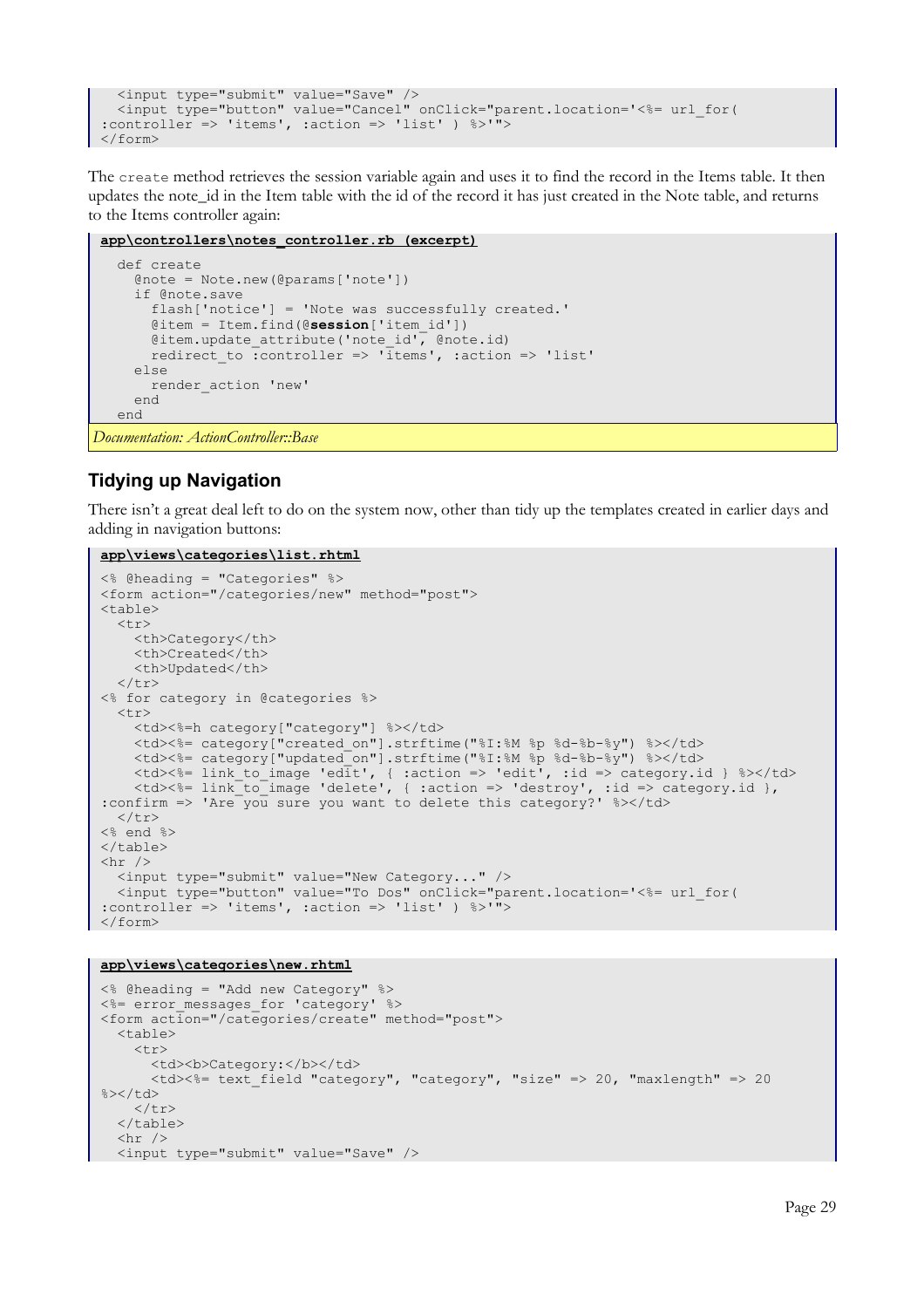```
  <input type="submit" value="Save" />
  <input type="button" value="Cancel" onClick="parent.location='<%= url_for(
:controller => 'items', :action => 'list' ) %>'">
</form>
```

The `create` method retrieves the session variable again and uses it to find the record in the Items table. It then updates the note_id in the Item table with the id of the record it has just created in the Note table, and returns to the Items controller again:

**app\controllers\notes_controller.rb (excerpt)**

```
  def create
    @note = Note.new(@params['note'])
    if @note.save
      flash['notice'] = 'Note was successfully created.'
      @item = Item.find(@session['item_id'])
      @item.update_attribute('note_id', @note.id)
      redirect_to :controller => 'items', :action => 'list'
    else
      render_action 'new'
    end
  end
```

*Documentation: ActionController::Base*

## Tidying up Navigation

There isn't a great deal left to do on the system now, other than tidy up the templates created in earlier days and adding in navigation buttons:

**app\views\categories\list.rhtml**

```
<% @heading = "Categories" %>
<form action="/categories/new" method="post">
<table>
  <tr>
    <th>Category</th>
    <th>Created</th>
    <th>Updated</th>
  </tr>
<% for category in @categories %>
  <tr>
    <td><%=h category["category"] %></td>
    <td><%= category["created_on"].strftime("%I:%M %p %d-%b-%y") %></td>
    <td><%= category["updated_on"].strftime("%I:%M %p %d-%b-%y") %></td>
    <td><%= link_to_image 'edit', { :action => 'edit', :id => category.id } %></td>
    <td><%= link_to_image 'delete', { :action => 'destroy', :id => category.id },
:confirm => 'Are you sure you want to delete this category?' %></td>
  </tr>
<% end %>
</table>
<hr />
  <input type="submit" value="New Category..." />
  <input type="button" value="To Dos" onClick="parent.location='<%= url_for(
:controller => 'items', :action => 'list' ) %>'">
</form>
```

**app\views\categories\new.rhtml**

```
<% @heading = "Add new Category" %>
<%= error_messages_for 'category' %>
<form action="/categories/create" method="post">
  <table>
    <tr>
      <td><b>Category:</b></td>
      <td><%= text_field "category", "category", "size" => 20, "maxlength" => 20
%></td>
    </tr>
  </table>
  <hr />
  <input type="submit" value="Save" />
```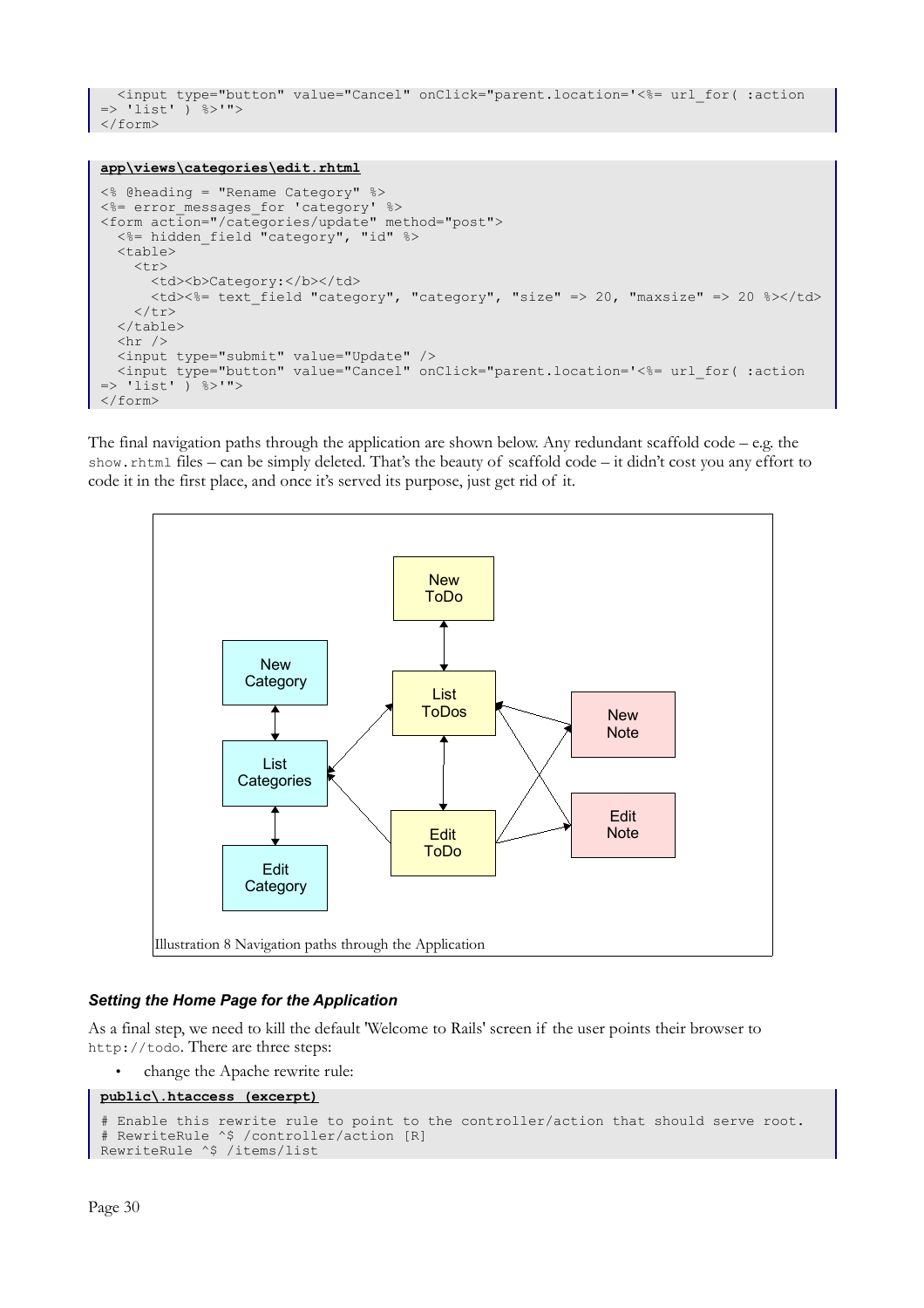```
  <input type="button" value="Cancel" onClick="parent.location='<%= url_for( :action
=> 'list' ) %>'">
</form>
```

```
app\views\categories\edit.rhtml

<% @heading = "Rename Category" %>
<%= error_messages_for 'category' %>
<form action="/categories/update" method="post">
  <%= hidden_field "category", "id" %>
  <table>
    <tr>
      <td><b>Category:</b></td>
      <td><%= text_field "category", "category", "size" => 20, "maxsize" => 20 %></td>
    </tr>
  </table>
  <hr />
  <input type="submit" value="Update" />
  <input type="button" value="Cancel" onClick="parent.location='<%= url_for( :action
=> 'list' ) %>'">
</form>
```

The final navigation paths through the application are shown below. Any redundant scaffold code – e.g. the `show.rhtml` files – can be simply deleted. That's the beauty of scaffold code – it didn't cost you any effort to code it in the first place, and once it's served its purpose, just get rid of it.

Illustration 8 Navigation paths through the Application

### *Setting the Home Page for the Application*

As a final step, we need to kill the default 'Welcome to Rails' screen if the user points their browser to `http://todo`. There are three steps:

- change the Apache rewrite rule:

```
public\.htaccess (excerpt)

# Enable this rewrite rule to point to the controller/action that should serve root.
# RewriteRule ^$ /controller/action [R]
RewriteRule ^$ /items/list
```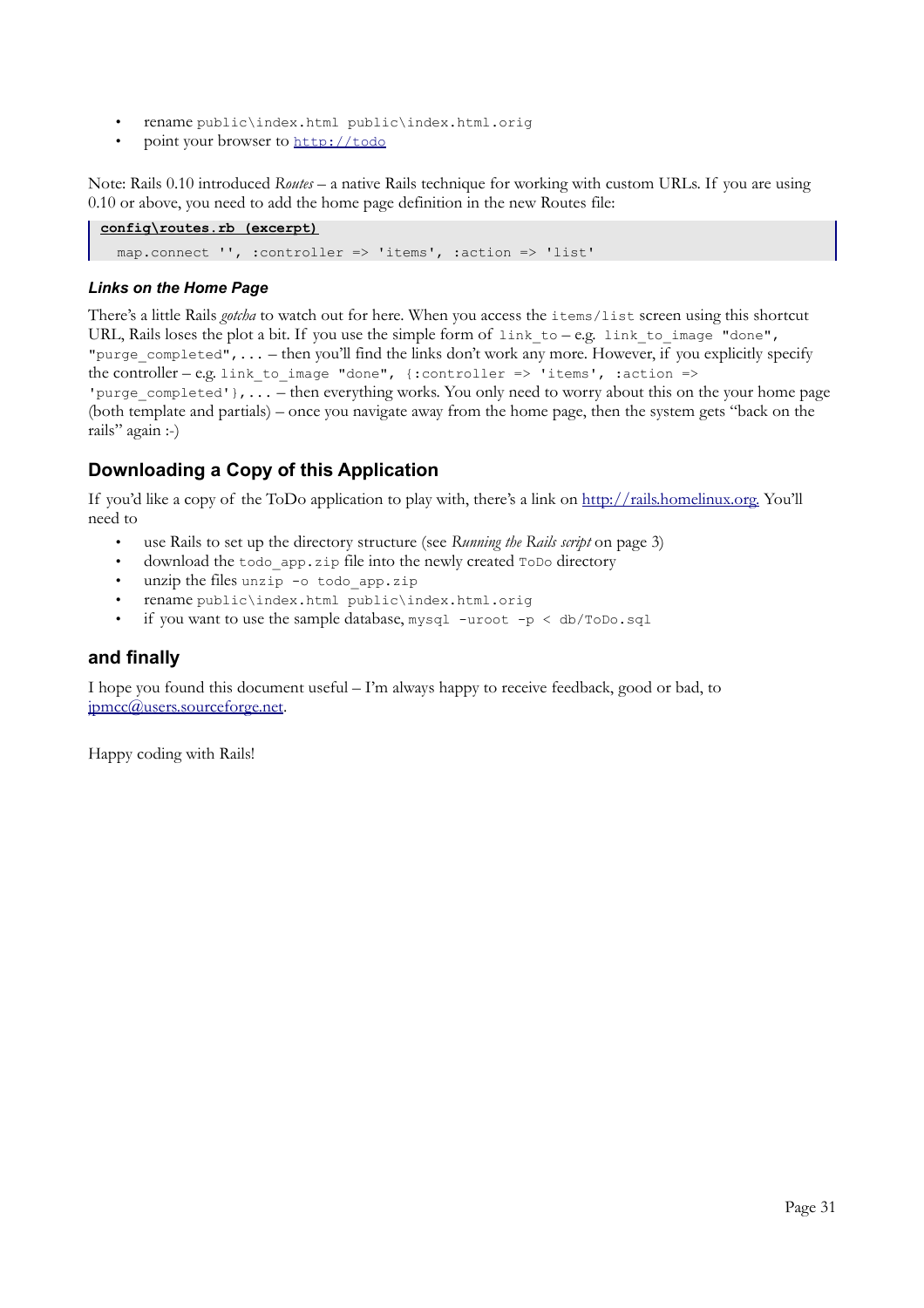- rename `public\index.html public\index.html.orig`
- point your browser to http://todo

Note: Rails 0.10 introduced *Routes* – a native Rails technique for working with custom URLs. If you are using 0.10 or above, you need to add the home page definition in the new Routes file:

```
config\routes.rb (excerpt)
  map.connect '', :controller => 'items', :action => 'list'
```

#### *Links on the Home Page*

There's a little Rails *gotcha* to watch out for here. When you access the `items/list` screen using this shortcut URL, Rails loses the plot a bit. If you use the simple form of `link_to` – e.g. `link_to_image "done", "purge_completed",...` – then you'll find the links don't work any more. However, if you explicitly specify the controller – e.g. `link_to_image "done", {:controller => 'items', :action => 'purge_completed'},...` – then everything works. You only need to worry about this on the your home page (both template and partials) – once you navigate away from the home page, then the system gets "back on the rails" again :-)

## Downloading a Copy of this Application

If you'd like a copy of the ToDo application to play with, there's a link on http://rails.homelinux.org. You'll need to

- use Rails to set up the directory structure (see *Running the Rails script* on page 3)
- download the `todo_app.zip` file into the newly created `ToDo` directory
- unzip the files `unzip -o todo_app.zip`
- rename `public\index.html public\index.html.orig`
- if you want to use the sample database, `mysql -uroot -p < db/ToDo.sql`

## and finally

I hope you found this document useful – I'm always happy to receive feedback, good or bad, to jpmcc@users.sourceforge.net.

Happy coding with Rails!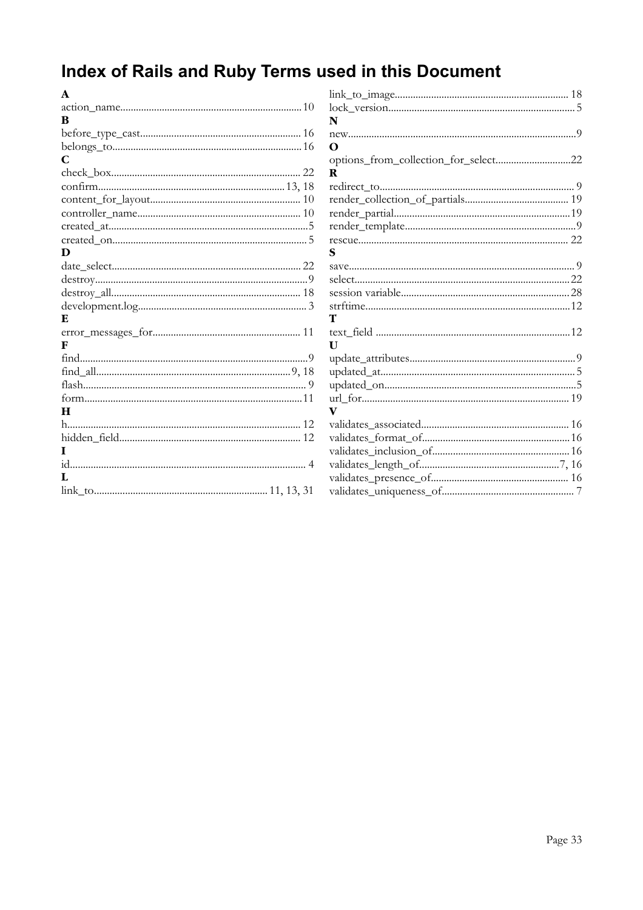# Index of Rails and Ruby Terms used in this Document

**A**

action_name....................................................................10

**B**

before_type_cast..............................................................16

belongs_to.........................................................................16

**C**

check_box.........................................................................22

confirm.......................................................................13, 18

content_for_layout...........................................................10

controller_name...............................................................10

created_at.............................................................................5

created_on...........................................................................5

**D**

date_select.........................................................................22

destroy..................................................................................9

destroy_all..........................................................................18

development.log...................................................................3

**E**

error_messages_for..........................................................11

**F**

find........................................................................................9

find_all...........................................................................9, 18

flash.......................................................................................9

form.....................................................................................11

**H**

h..........................................................................................12

hidden_field.......................................................................12

**I**

id............................................................................................4

**L**

link_to...................................................................11, 13, 31

link_to_image.....................................................................18

lock_version..........................................................................5

**N**

new.........................................................................................9

**O**

options_from_collection_for_select.............................22

**R**

redirect_to............................................................................9

render_collection_of_partials.........................................19

render_partial.....................................................................19

render_template...................................................................9

rescue..................................................................................22

**S**

save........................................................................................9

select....................................................................................22

session variable..................................................................28

strftime................................................................................12

**T**

text_field ............................................................................12

**U**

update_attributes.................................................................9

updated_at............................................................................5

updated_on...........................................................................5

url_for.................................................................................19

**V**

validates_associated..........................................................16

validates_format_of..........................................................16

validates_inclusion_of.......................................................16

validates_length_of.......................................................7, 16

validates_presence_of.......................................................16

validates_uniqueness_of.....................................................7